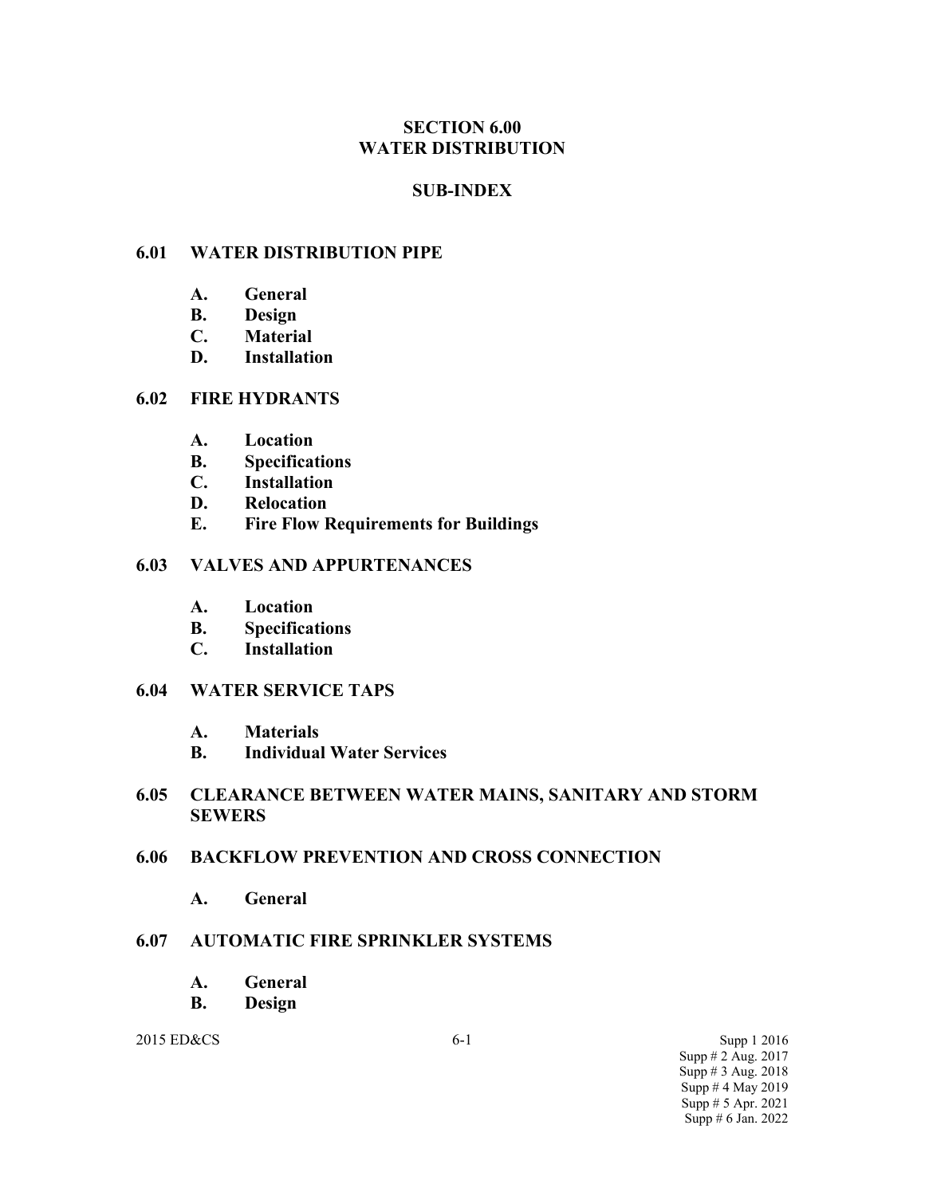# SECTION 6.00
# WATER DISTRIBUTION

## SUB-INDEX

**6.01 WATER DISTRIBUTION PIPE**

- **A. General**
- **B. Design**
- **C. Material**
- **D. Installation**

**6.02 FIRE HYDRANTS**

- **A. Location**
- **B. Specifications**
- **C. Installation**
- **D. Relocation**
- **E. Fire Flow Requirements for Buildings**

**6.03 VALVES AND APPURTENANCES**

- **A. Location**
- **B. Specifications**
- **C. Installation**

**6.04 WATER SERVICE TAPS**

- **A. Materials**
- **B. Individual Water Services**

**6.05 CLEARANCE BETWEEN WATER MAINS, SANITARY AND STORM SEWERS**

**6.06 BACKFLOW PREVENTION AND CROSS CONNECTION**

- **A. General**

**6.07 AUTOMATIC FIRE SPRINKLER SYSTEMS**

- **A. General**
- **B. Design**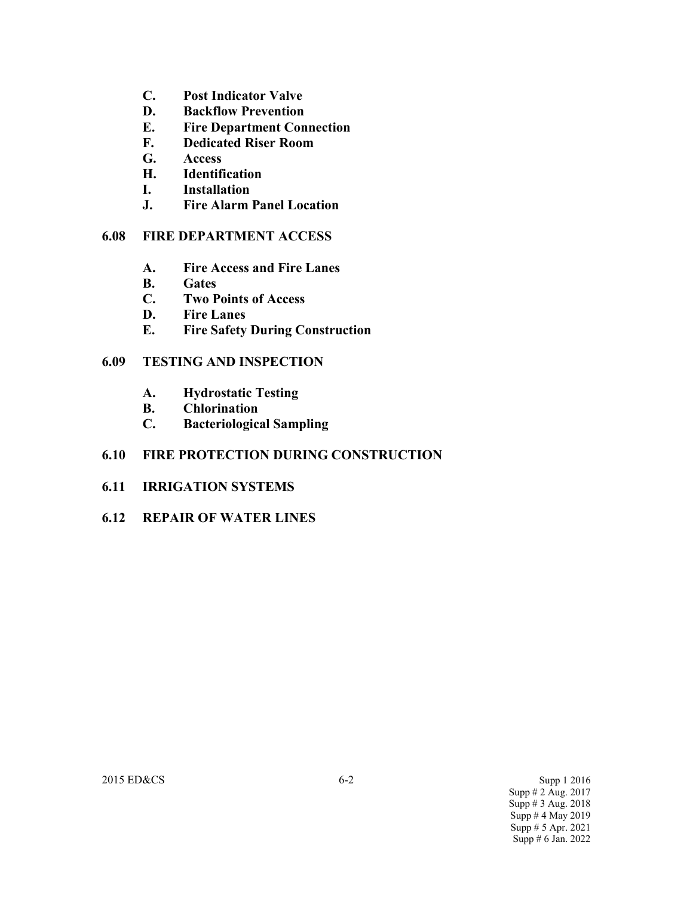- **C. Post Indicator Valve**
- **D. Backflow Prevention**
- **E. Fire Department Connection**
- **F. Dedicated Riser Room**
- **G. Access**
- **H. Identification**
- **I. Installation**
- **J. Fire Alarm Panel Location**

## 6.08 FIRE DEPARTMENT ACCESS

- **A. Fire Access and Fire Lanes**
- **B. Gates**
- **C. Two Points of Access**
- **D. Fire Lanes**
- **E. Fire Safety During Construction**

## 6.09 TESTING AND INSPECTION

- **A. Hydrostatic Testing**
- **B. Chlorination**
- **C. Bacteriological Sampling**

## 6.10 FIRE PROTECTION DURING CONSTRUCTION

## 6.11 IRRIGATION SYSTEMS

## 6.12 REPAIR OF WATER LINES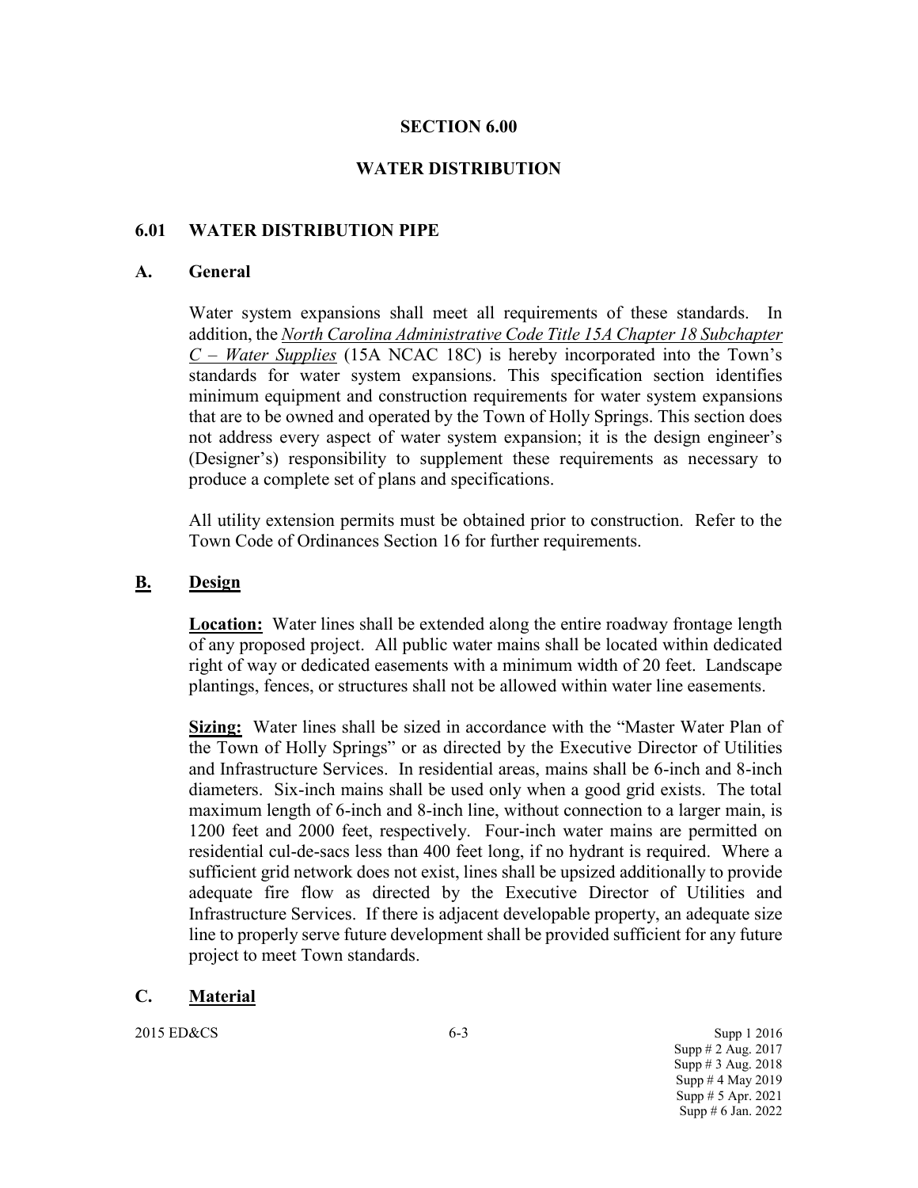# SECTION 6.00

# WATER DISTRIBUTION

## 6.01 WATER DISTRIBUTION PIPE

### A. General

Water system expansions shall meet all requirements of these standards. In addition, the *North Carolina Administrative Code Title 15A Chapter 18 Subchapter C – Water Supplies* (15A NCAC 18C) is hereby incorporated into the Town's standards for water system expansions. This specification section identifies minimum equipment and construction requirements for water system expansions that are to be owned and operated by the Town of Holly Springs. This section does not address every aspect of water system expansion; it is the design engineer's (Designer's) responsibility to supplement these requirements as necessary to produce a complete set of plans and specifications.

All utility extension permits must be obtained prior to construction. Refer to the Town Code of Ordinances Section 16 for further requirements.

### B. Design

**Location:** Water lines shall be extended along the entire roadway frontage length of any proposed project. All public water mains shall be located within dedicated right of way or dedicated easements with a minimum width of 20 feet. Landscape plantings, fences, or structures shall not be allowed within water line easements.

**Sizing:** Water lines shall be sized in accordance with the "Master Water Plan of the Town of Holly Springs" or as directed by the Executive Director of Utilities and Infrastructure Services. In residential areas, mains shall be 6-inch and 8-inch diameters. Six-inch mains shall be used only when a good grid exists. The total maximum length of 6-inch and 8-inch line, without connection to a larger main, is 1200 feet and 2000 feet, respectively. Four-inch water mains are permitted on residential cul-de-sacs less than 400 feet long, if no hydrant is required. Where a sufficient grid network does not exist, lines shall be upsized additionally to provide adequate fire flow as directed by the Executive Director of Utilities and Infrastructure Services. If there is adjacent developable property, an adequate size line to properly serve future development shall be provided sufficient for any future project to meet Town standards.

### C. Material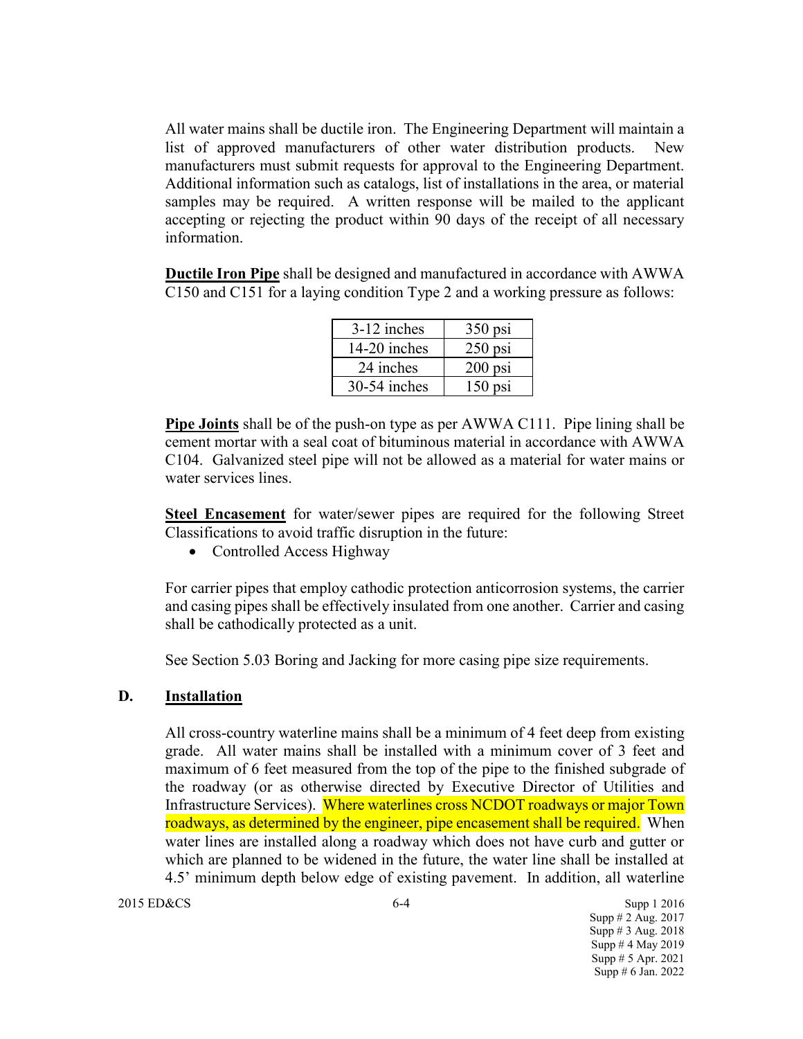All water mains shall be ductile iron. The Engineering Department will maintain a list of approved manufacturers of other water distribution products. New manufacturers must submit requests for approval to the Engineering Department. Additional information such as catalogs, list of installations in the area, or material samples may be required. A written response will be mailed to the applicant accepting or rejecting the product within 90 days of the receipt of all necessary information.

**Ductile Iron Pipe** shall be designed and manufactured in accordance with AWWA C150 and C151 for a laying condition Type 2 and a working pressure as follows:

| | |
|---|---|
| 3-12 inches | 350 psi |
| 14-20 inches | 250 psi |
| 24 inches | 200 psi |
| 30-54 inches | 150 psi |

**Pipe Joints** shall be of the push-on type as per AWWA C111. Pipe lining shall be cement mortar with a seal coat of bituminous material in accordance with AWWA C104. Galvanized steel pipe will not be allowed as a material for water mains or water services lines.

**Steel Encasement** for water/sewer pipes are required for the following Street Classifications to avoid traffic disruption in the future:

- Controlled Access Highway

For carrier pipes that employ cathodic protection anticorrosion systems, the carrier and casing pipes shall be effectively insulated from one another. Carrier and casing shall be cathodically protected as a unit.

See Section 5.03 Boring and Jacking for more casing pipe size requirements.

## D. Installation

All cross-country waterline mains shall be a minimum of 4 feet deep from existing grade. All water mains shall be installed with a minimum cover of 3 feet and maximum of 6 feet measured from the top of the pipe to the finished subgrade of the roadway (or as otherwise directed by Executive Director of Utilities and Infrastructure Services). Where waterlines cross NCDOT roadways or major Town roadways, as determined by the engineer, pipe encasement shall be required. When water lines are installed along a roadway which does not have curb and gutter or which are planned to be widened in the future, the water line shall be installed at 4.5' minimum depth below edge of existing pavement. In addition, all waterline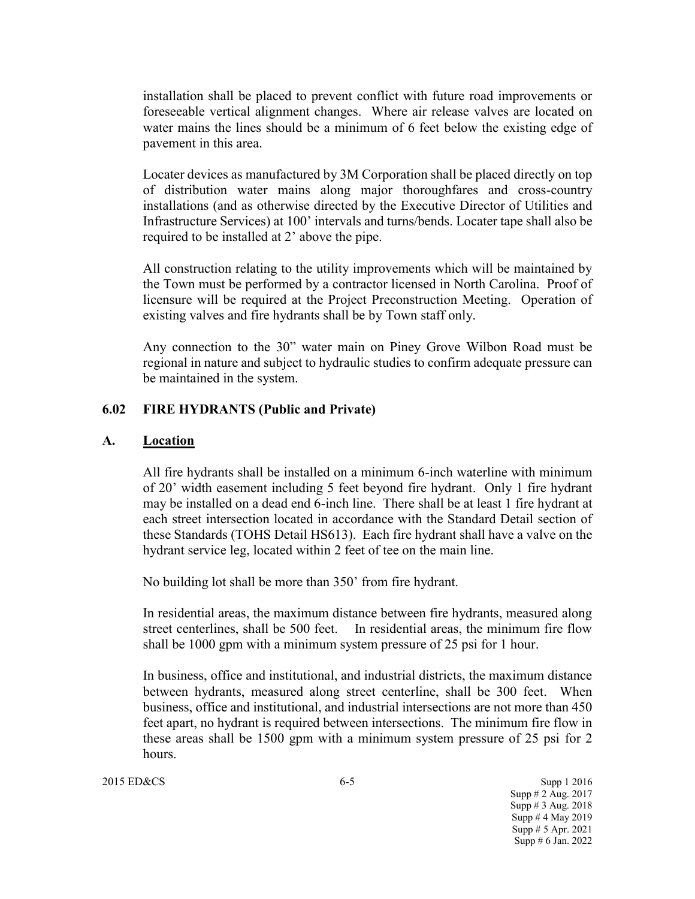installation shall be placed to prevent conflict with future road improvements or foreseeable vertical alignment changes. Where air release valves are located on water mains the lines should be a minimum of 6 feet below the existing edge of pavement in this area.

Locater devices as manufactured by 3M Corporation shall be placed directly on top of distribution water mains along major thoroughfares and cross-country installations (and as otherwise directed by the Executive Director of Utilities and Infrastructure Services) at 100' intervals and turns/bends. Locater tape shall also be required to be installed at 2' above the pipe.

All construction relating to the utility improvements which will be maintained by the Town must be performed by a contractor licensed in North Carolina. Proof of licensure will be required at the Project Preconstruction Meeting. Operation of existing valves and fire hydrants shall be by Town staff only.

Any connection to the 30" water main on Piney Grove Wilbon Road must be regional in nature and subject to hydraulic studies to confirm adequate pressure can be maintained in the system.

## 6.02 FIRE HYDRANTS (Public and Private)

### A. Location

All fire hydrants shall be installed on a minimum 6-inch waterline with minimum of 20' width easement including 5 feet beyond fire hydrant. Only 1 fire hydrant may be installed on a dead end 6-inch line. There shall be at least 1 fire hydrant at each street intersection located in accordance with the Standard Detail section of these Standards (TOHS Detail HS613). Each fire hydrant shall have a valve on the hydrant service leg, located within 2 feet of tee on the main line.

No building lot shall be more than 350' from fire hydrant.

In residential areas, the maximum distance between fire hydrants, measured along street centerlines, shall be 500 feet. In residential areas, the minimum fire flow shall be 1000 gpm with a minimum system pressure of 25 psi for 1 hour.

In business, office and institutional, and industrial districts, the maximum distance between hydrants, measured along street centerline, shall be 300 feet. When business, office and institutional, and industrial intersections are not more than 450 feet apart, no hydrant is required between intersections. The minimum fire flow in these areas shall be 1500 gpm with a minimum system pressure of 25 psi for 2 hours.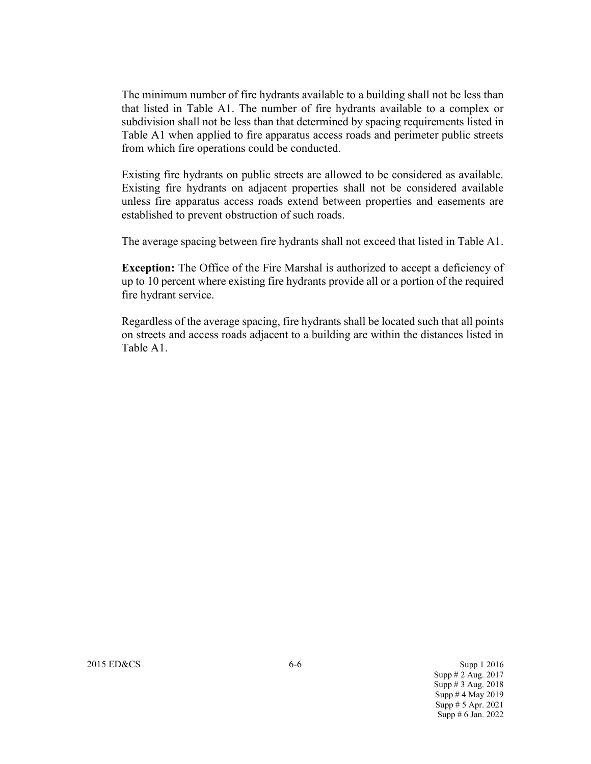The minimum number of fire hydrants available to a building shall not be less than that listed in Table A1. The number of fire hydrants available to a complex or subdivision shall not be less than that determined by spacing requirements listed in Table A1 when applied to fire apparatus access roads and perimeter public streets from which fire operations could be conducted.

Existing fire hydrants on public streets are allowed to be considered as available. Existing fire hydrants on adjacent properties shall not be considered available unless fire apparatus access roads extend between properties and easements are established to prevent obstruction of such roads.

The average spacing between fire hydrants shall not exceed that listed in Table A1.

**Exception:** The Office of the Fire Marshal is authorized to accept a deficiency of up to 10 percent where existing fire hydrants provide all or a portion of the required fire hydrant service.

Regardless of the average spacing, fire hydrants shall be located such that all points on streets and access roads adjacent to a building are within the distances listed in Table A1.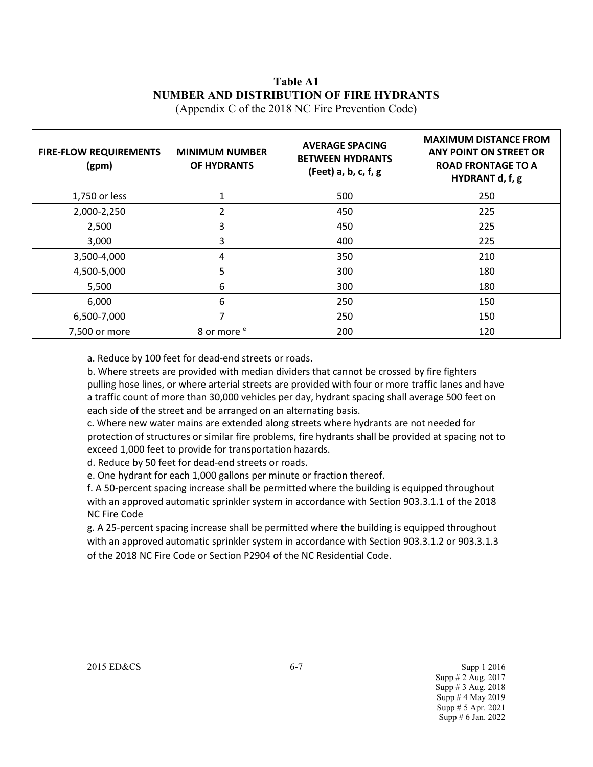# Table A1
## NUMBER AND DISTRIBUTION OF FIRE HYDRANTS

(Appendix C of the 2018 NC Fire Prevention Code)

| FIRE-FLOW REQUIREMENTS (gpm) | MINIMUM NUMBER OF HYDRANTS | AVERAGE SPACING BETWEEN HYDRANTS (Feet) a, b, c, f, g | MAXIMUM DISTANCE FROM ANY POINT ON STREET OR ROAD FRONTAGE TO A HYDRANT d, f, g |
|---|---|---|---|
| 1,750 or less | 1 | 500 | 250 |
| 2,000-2,250 | 2 | 450 | 225 |
| 2,500 | 3 | 450 | 225 |
| 3,000 | 3 | 400 | 225 |
| 3,500-4,000 | 4 | 350 | 210 |
| 4,500-5,000 | 5 | 300 | 180 |
| 5,500 | 6 | 300 | 180 |
| 6,000 | 6 | 250 | 150 |
| 6,500-7,000 | 7 | 250 | 150 |
| 7,500 or more | 8 or more [e] | 200 | 120 |

a. Reduce by 100 feet for dead-end streets or roads.

b. Where streets are provided with median dividers that cannot be crossed by fire fighters pulling hose lines, or where arterial streets are provided with four or more traffic lanes and have a traffic count of more than 30,000 vehicles per day, hydrant spacing shall average 500 feet on each side of the street and be arranged on an alternating basis.

c. Where new water mains are extended along streets where hydrants are not needed for protection of structures or similar fire problems, fire hydrants shall be provided at spacing not to exceed 1,000 feet to provide for transportation hazards.

d. Reduce by 50 feet for dead-end streets or roads.

e. One hydrant for each 1,000 gallons per minute or fraction thereof.

f. A 50-percent spacing increase shall be permitted where the building is equipped throughout with an approved automatic sprinkler system in accordance with Section 903.3.1.1 of the 2018 NC Fire Code

g. A 25-percent spacing increase shall be permitted where the building is equipped throughout with an approved automatic sprinkler system in accordance with Section 903.3.1.2 or 903.3.1.3 of the 2018 NC Fire Code or Section P2904 of the NC Residential Code.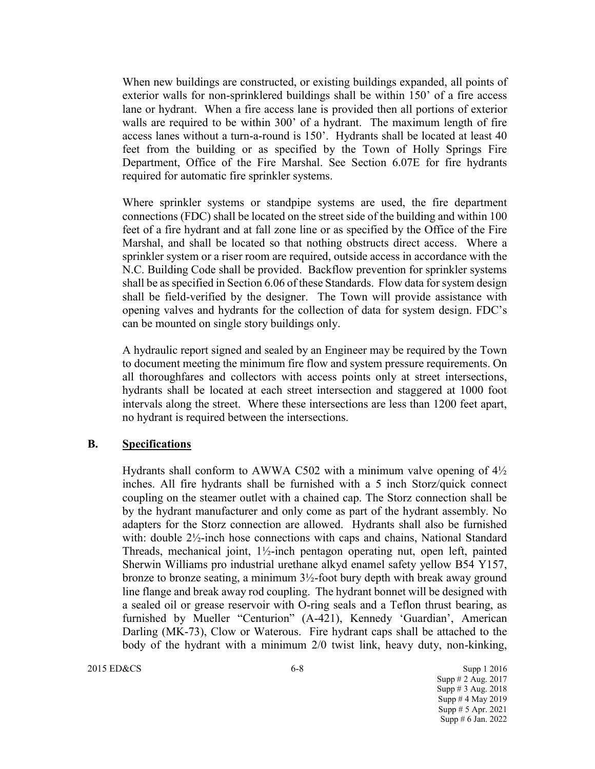When new buildings are constructed, or existing buildings expanded, all points of exterior walls for non-sprinklered buildings shall be within 150' of a fire access lane or hydrant. When a fire access lane is provided then all portions of exterior walls are required to be within 300' of a hydrant. The maximum length of fire access lanes without a turn-a-round is 150'. Hydrants shall be located at least 40 feet from the building or as specified by the Town of Holly Springs Fire Department, Office of the Fire Marshal. See Section 6.07E for fire hydrants required for automatic fire sprinkler systems.

Where sprinkler systems or standpipe systems are used, the fire department connections (FDC) shall be located on the street side of the building and within 100 feet of a fire hydrant and at fall zone line or as specified by the Office of the Fire Marshal, and shall be located so that nothing obstructs direct access. Where a sprinkler system or a riser room are required, outside access in accordance with the N.C. Building Code shall be provided. Backflow prevention for sprinkler systems shall be as specified in Section 6.06 of these Standards. Flow data for system design shall be field-verified by the designer. The Town will provide assistance with opening valves and hydrants for the collection of data for system design. FDC's can be mounted on single story buildings only.

A hydraulic report signed and sealed by an Engineer may be required by the Town to document meeting the minimum fire flow and system pressure requirements. On all thoroughfares and collectors with access points only at street intersections, hydrants shall be located at each street intersection and staggered at 1000 foot intervals along the street. Where these intersections are less than 1200 feet apart, no hydrant is required between the intersections.

## B. Specifications

Hydrants shall conform to AWWA C502 with a minimum valve opening of 4½ inches. All fire hydrants shall be furnished with a 5 inch Storz/quick connect coupling on the steamer outlet with a chained cap. The Storz connection shall be by the hydrant manufacturer and only come as part of the hydrant assembly. No adapters for the Storz connection are allowed. Hydrants shall also be furnished with: double 2½-inch hose connections with caps and chains, National Standard Threads, mechanical joint, 1½-inch pentagon operating nut, open left, painted Sherwin Williams pro industrial urethane alkyd enamel safety yellow B54 Y157, bronze to bronze seating, a minimum 3½-foot bury depth with break away ground line flange and break away rod coupling. The hydrant bonnet will be designed with a sealed oil or grease reservoir with O-ring seals and a Teflon thrust bearing, as furnished by Mueller "Centurion" (A-421), Kennedy 'Guardian', American Darling (MK-73), Clow or Waterous. Fire hydrant caps shall be attached to the body of the hydrant with a minimum 2/0 twist link, heavy duty, non-kinking,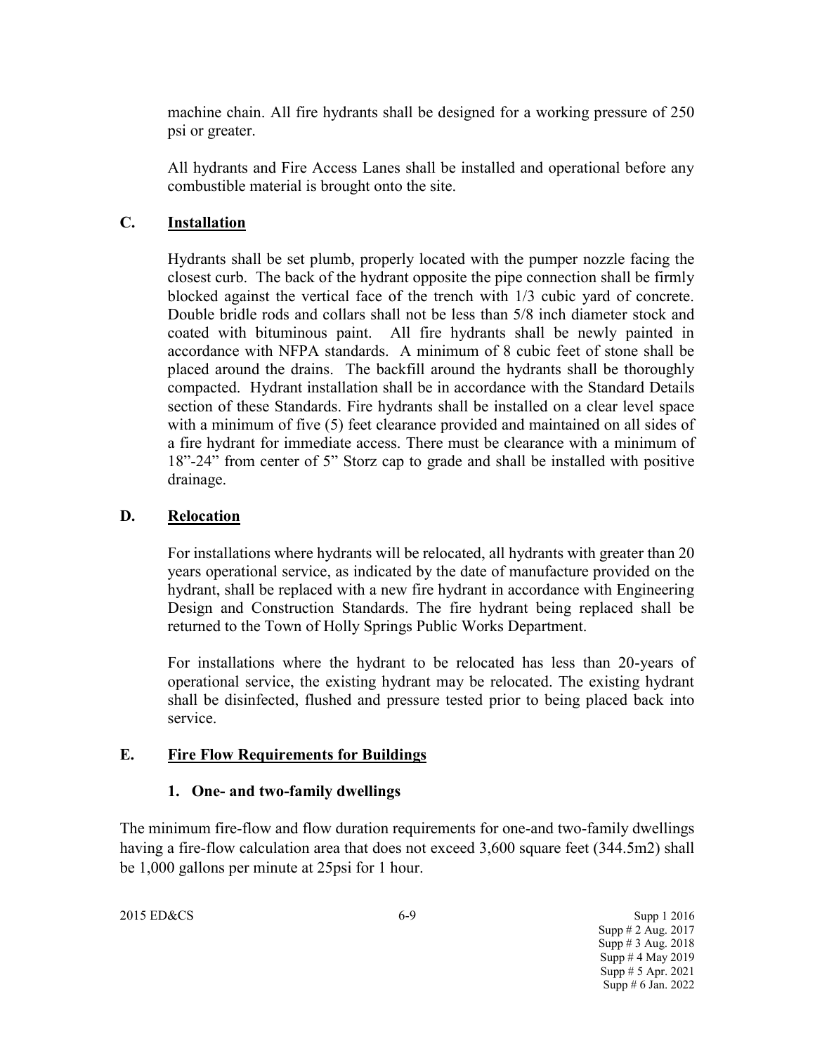machine chain. All fire hydrants shall be designed for a working pressure of 250 psi or greater.

All hydrants and Fire Access Lanes shall be installed and operational before any combustible material is brought onto the site.

## C. Installation

Hydrants shall be set plumb, properly located with the pumper nozzle facing the closest curb. The back of the hydrant opposite the pipe connection shall be firmly blocked against the vertical face of the trench with 1/3 cubic yard of concrete. Double bridle rods and collars shall not be less than 5/8 inch diameter stock and coated with bituminous paint. All fire hydrants shall be newly painted in accordance with NFPA standards. A minimum of 8 cubic feet of stone shall be placed around the drains. The backfill around the hydrants shall be thoroughly compacted. Hydrant installation shall be in accordance with the Standard Details section of these Standards. Fire hydrants shall be installed on a clear level space with a minimum of five (5) feet clearance provided and maintained on all sides of a fire hydrant for immediate access. There must be clearance with a minimum of 18"-24" from center of 5" Storz cap to grade and shall be installed with positive drainage.

## D. Relocation

For installations where hydrants will be relocated, all hydrants with greater than 20 years operational service, as indicated by the date of manufacture provided on the hydrant, shall be replaced with a new fire hydrant in accordance with Engineering Design and Construction Standards. The fire hydrant being replaced shall be returned to the Town of Holly Springs Public Works Department.

For installations where the hydrant to be relocated has less than 20-years of operational service, the existing hydrant may be relocated. The existing hydrant shall be disinfected, flushed and pressure tested prior to being placed back into service.

## E. Fire Flow Requirements for Buildings

### 1. One- and two-family dwellings

The minimum fire-flow and flow duration requirements for one-and two-family dwellings having a fire-flow calculation area that does not exceed 3,600 square feet (344.5m2) shall be 1,000 gallons per minute at 25psi for 1 hour.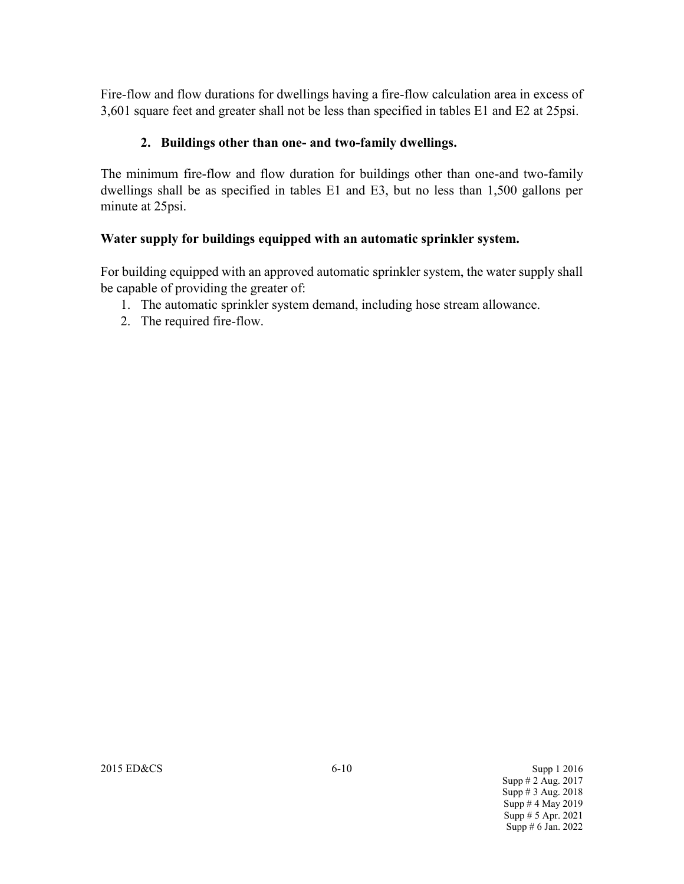Fire-flow and flow durations for dwellings having a fire-flow calculation area in excess of 3,601 square feet and greater shall not be less than specified in tables E1 and E2 at 25psi.

**2. Buildings other than one- and two-family dwellings.**

The minimum fire-flow and flow duration for buildings other than one-and two-family dwellings shall be as specified in tables E1 and E3, but no less than 1,500 gallons per minute at 25psi.

**Water supply for buildings equipped with an automatic sprinkler system.**

For building equipped with an approved automatic sprinkler system, the water supply shall be capable of providing the greater of:

1. The automatic sprinkler system demand, including hose stream allowance.
2. The required fire-flow.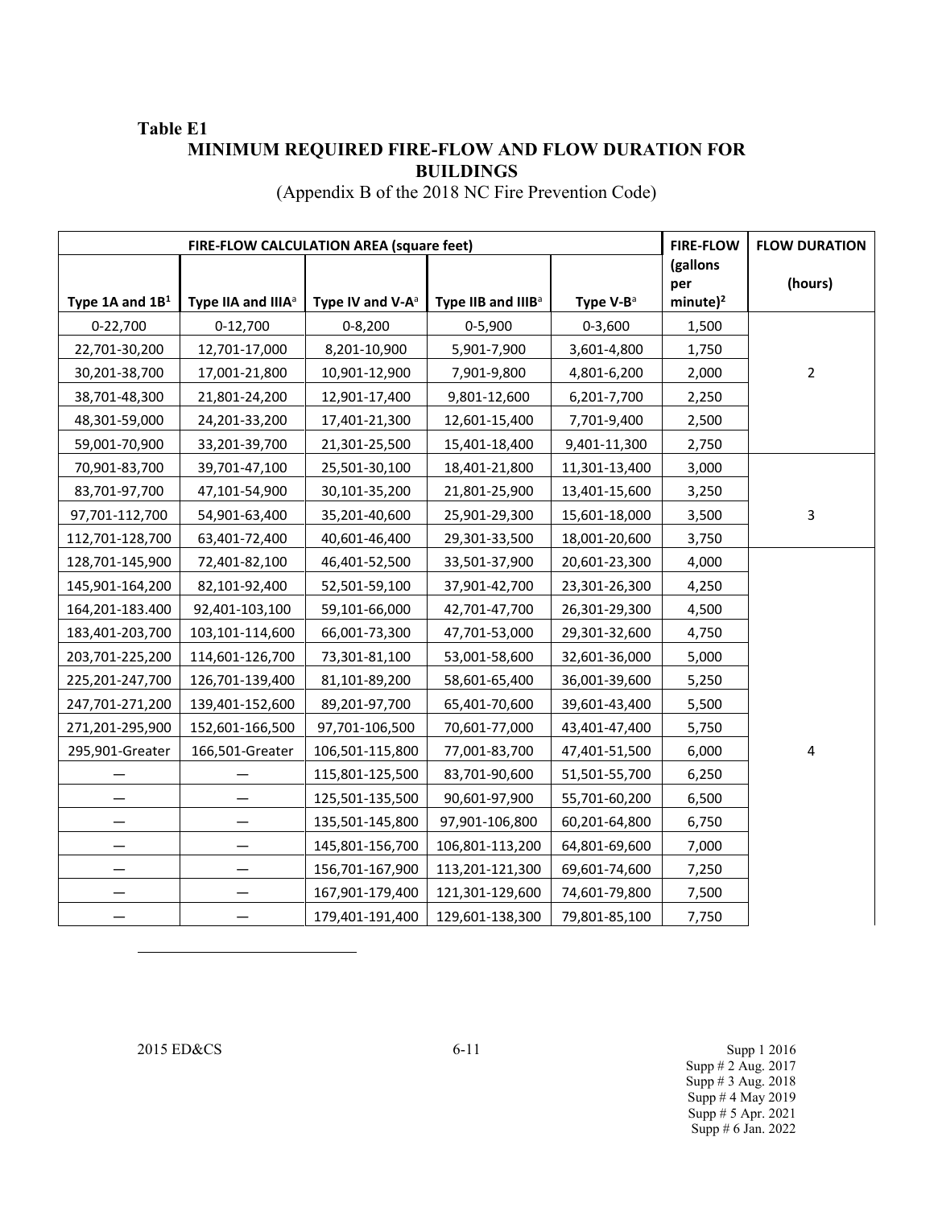**Table E1**

**MINIMUM REQUIRED FIRE-FLOW AND FLOW DURATION FOR BUILDINGS**

(Appendix B of the 2018 NC Fire Prevention Code)

| FIRE-FLOW CALCULATION AREA (square feet) | | | | | FIRE-FLOW (gallons per minute)[2] | FLOW DURATION (hours) |
|---|---|---|---|---|---|---|
| Type 1A and 1B[1] | Type IIA and IIIA[a] | Type IV and V-A[a] | Type IIB and IIIB[a] | Type V-B[a] | | |
| 0-22,700 | 0-12,700 | 0-8,200 | 0-5,900 | 0-3,600 | 1,500 | 2 |
| 22,701-30,200 | 12,701-17,000 | 8,201-10,900 | 5,901-7,900 | 3,601-4,800 | 1,750 | |
| 30,201-38,700 | 17,001-21,800 | 10,901-12,900 | 7,901-9,800 | 4,801-6,200 | 2,000 | |
| 38,701-48,300 | 21,801-24,200 | 12,901-17,400 | 9,801-12,600 | 6,201-7,700 | 2,250 | |
| 48,301-59,000 | 24,201-33,200 | 17,401-21,300 | 12,601-15,400 | 7,701-9,400 | 2,500 | |
| 59,001-70,900 | 33,201-39,700 | 21,301-25,500 | 15,401-18,400 | 9,401-11,300 | 2,750 | |
| 70,901-83,700 | 39,701-47,100 | 25,501-30,100 | 18,401-21,800 | 11,301-13,400 | 3,000 | 3 |
| 83,701-97,700 | 47,101-54,900 | 30,101-35,200 | 21,801-25,900 | 13,401-15,600 | 3,250 | |
| 97,701-112,700 | 54,901-63,400 | 35,201-40,600 | 25,901-29,300 | 15,601-18,000 | 3,500 | |
| 112,701-128,700 | 63,401-72,400 | 40,601-46,400 | 29,301-33,500 | 18,001-20,600 | 3,750 | |
| 128,701-145,900 | 72,401-82,100 | 46,401-52,500 | 33,501-37,900 | 20,601-23,300 | 4,000 | 4 |
| 145,901-164,200 | 82,101-92,400 | 52,501-59,100 | 37,901-42,700 | 23,301-26,300 | 4,250 | |
| 164,201-183.400 | 92,401-103,100 | 59,101-66,000 | 42,701-47,700 | 26,301-29,300 | 4,500 | |
| 183,401-203,700 | 103,101-114,600 | 66,001-73,300 | 47,701-53,000 | 29,301-32,600 | 4,750 | |
| 203,701-225,200 | 114,601-126,700 | 73,301-81,100 | 53,001-58,600 | 32,601-36,000 | 5,000 | |
| 225,201-247,700 | 126,701-139,400 | 81,101-89,200 | 58,601-65,400 | 36,001-39,600 | 5,250 | |
| 247,701-271,200 | 139,401-152,600 | 89,201-97,700 | 65,401-70,600 | 39,601-43,400 | 5,500 | |
| 271,201-295,900 | 152,601-166,500 | 97,701-106,500 | 70,601-77,000 | 43,401-47,400 | 5,750 | |
| 295,901-Greater | 166,501-Greater | 106,501-115,800 | 77,001-83,700 | 47,401-51,500 | 6,000 | |
| — | — | 115,801-125,500 | 83,701-90,600 | 51,501-55,700 | 6,250 | |
| — | — | 125,501-135,500 | 90,601-97,900 | 55,701-60,200 | 6,500 | |
| — | — | 135,501-145,800 | 97,901-106,800 | 60,201-64,800 | 6,750 | |
| — | — | 145,801-156,700 | 106,801-113,200 | 64,801-69,600 | 7,000 | |
| — | — | 156,701-167,900 | 113,201-121,300 | 69,601-74,600 | 7,250 | |
| — | — | 167,901-179,400 | 121,301-129,600 | 74,601-79,800 | 7,500 | |
| — | — | 179,401-191,400 | 129,601-138,300 | 79,801-85,100 | 7,750 | |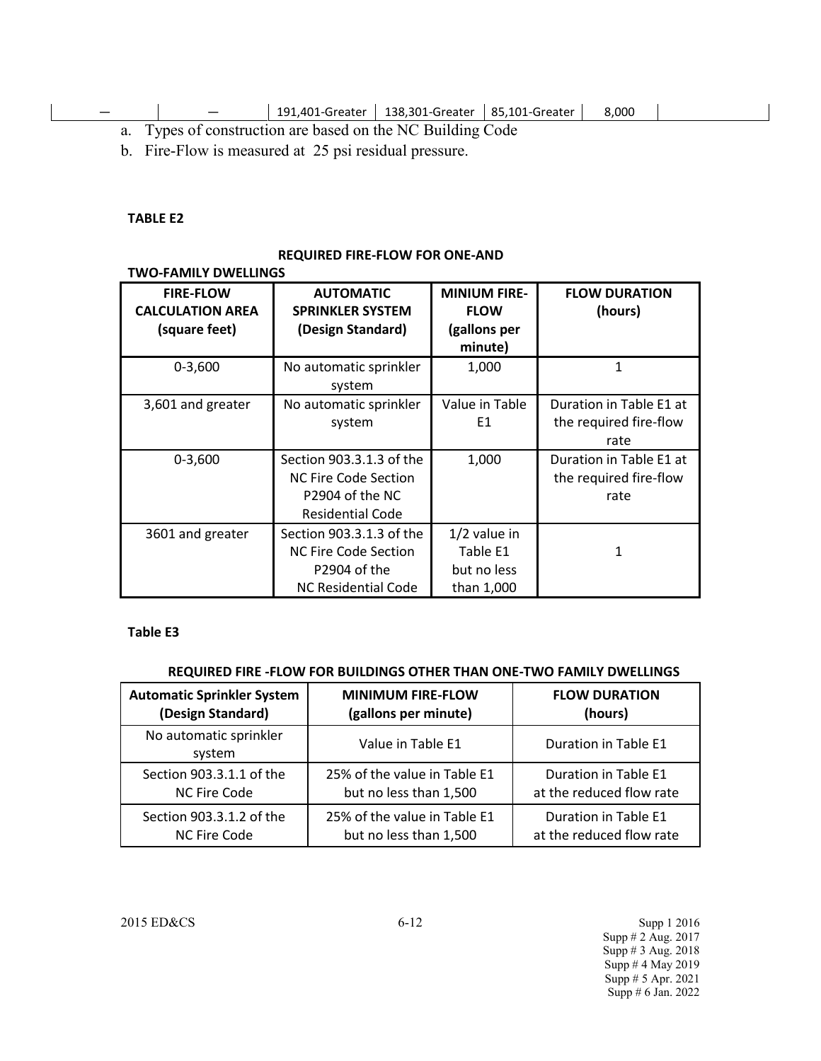| — | — | 191,401-Greater | 138,301-Greater | 85,101-Greater | 8,000 | |
|---|---|---|---|---|---|---|

a. Types of construction are based on the NC Building Code

b. Fire-Flow is measured at 25 psi residual pressure.

**TABLE E2**

**REQUIRED FIRE-FLOW FOR ONE-AND TWO-FAMILY DWELLINGS**

| FIRE-FLOW CALCULATION AREA (square feet) | AUTOMATIC SPRINKLER SYSTEM (Design Standard) | MINIUM FIRE-FLOW (gallons per minute) | FLOW DURATION (hours) |
|---|---|---|---|
| 0-3,600 | No automatic sprinkler system | 1,000 | 1 |
| 3,601 and greater | No automatic sprinkler system | Value in Table E1 | Duration in Table E1 at the required fire-flow rate |
| 0-3,600 | Section 903.3.1.3 of the NC Fire Code Section P2904 of the NC Residential Code | 1,000 | Duration in Table E1 at the required fire-flow rate |
| 3601 and greater | Section 903.3.1.3 of the NC Fire Code Section P2904 of the NC Residential Code | 1/2 value in Table E1 but no less than 1,000 | 1 |

**Table E3**

**REQUIRED FIRE -FLOW FOR BUILDINGS OTHER THAN ONE-TWO FAMILY DWELLINGS**

| Automatic Sprinkler System (Design Standard) | MINIMUM FIRE-FLOW (gallons per minute) | FLOW DURATION (hours) |
|---|---|---|
| No automatic sprinkler system | Value in Table E1 | Duration in Table E1 |
| Section 903.3.1.1 of the NC Fire Code | 25% of the value in Table E1 but no less than 1,500 | Duration in Table E1 at the reduced flow rate |
| Section 903.3.1.2 of the NC Fire Code | 25% of the value in Table E1 but no less than 1,500 | Duration in Table E1 at the reduced flow rate |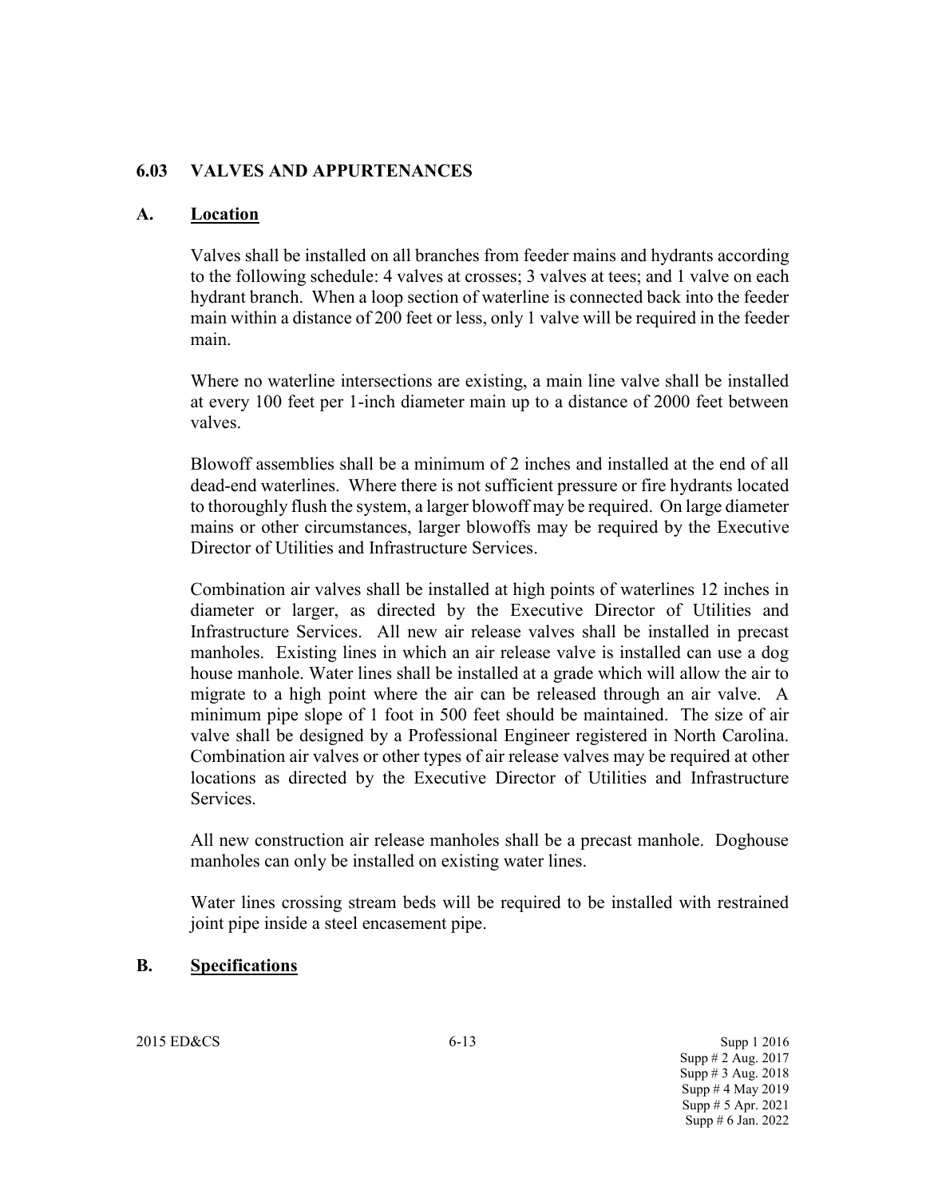## 6.03 VALVES AND APPURTENANCES

### A. Location

Valves shall be installed on all branches from feeder mains and hydrants according to the following schedule: 4 valves at crosses; 3 valves at tees; and 1 valve on each hydrant branch. When a loop section of waterline is connected back into the feeder main within a distance of 200 feet or less, only 1 valve will be required in the feeder main.

Where no waterline intersections are existing, a main line valve shall be installed at every 100 feet per 1-inch diameter main up to a distance of 2000 feet between valves.

Blowoff assemblies shall be a minimum of 2 inches and installed at the end of all dead-end waterlines. Where there is not sufficient pressure or fire hydrants located to thoroughly flush the system, a larger blowoff may be required. On large diameter mains or other circumstances, larger blowoffs may be required by the Executive Director of Utilities and Infrastructure Services.

Combination air valves shall be installed at high points of waterlines 12 inches in diameter or larger, as directed by the Executive Director of Utilities and Infrastructure Services. All new air release valves shall be installed in precast manholes. Existing lines in which an air release valve is installed can use a dog house manhole. Water lines shall be installed at a grade which will allow the air to migrate to a high point where the air can be released through an air valve. A minimum pipe slope of 1 foot in 500 feet should be maintained. The size of air valve shall be designed by a Professional Engineer registered in North Carolina. Combination air valves or other types of air release valves may be required at other locations as directed by the Executive Director of Utilities and Infrastructure Services.

All new construction air release manholes shall be a precast manhole. Doghouse manholes can only be installed on existing water lines.

Water lines crossing stream beds will be required to be installed with restrained joint pipe inside a steel encasement pipe.

### B. Specifications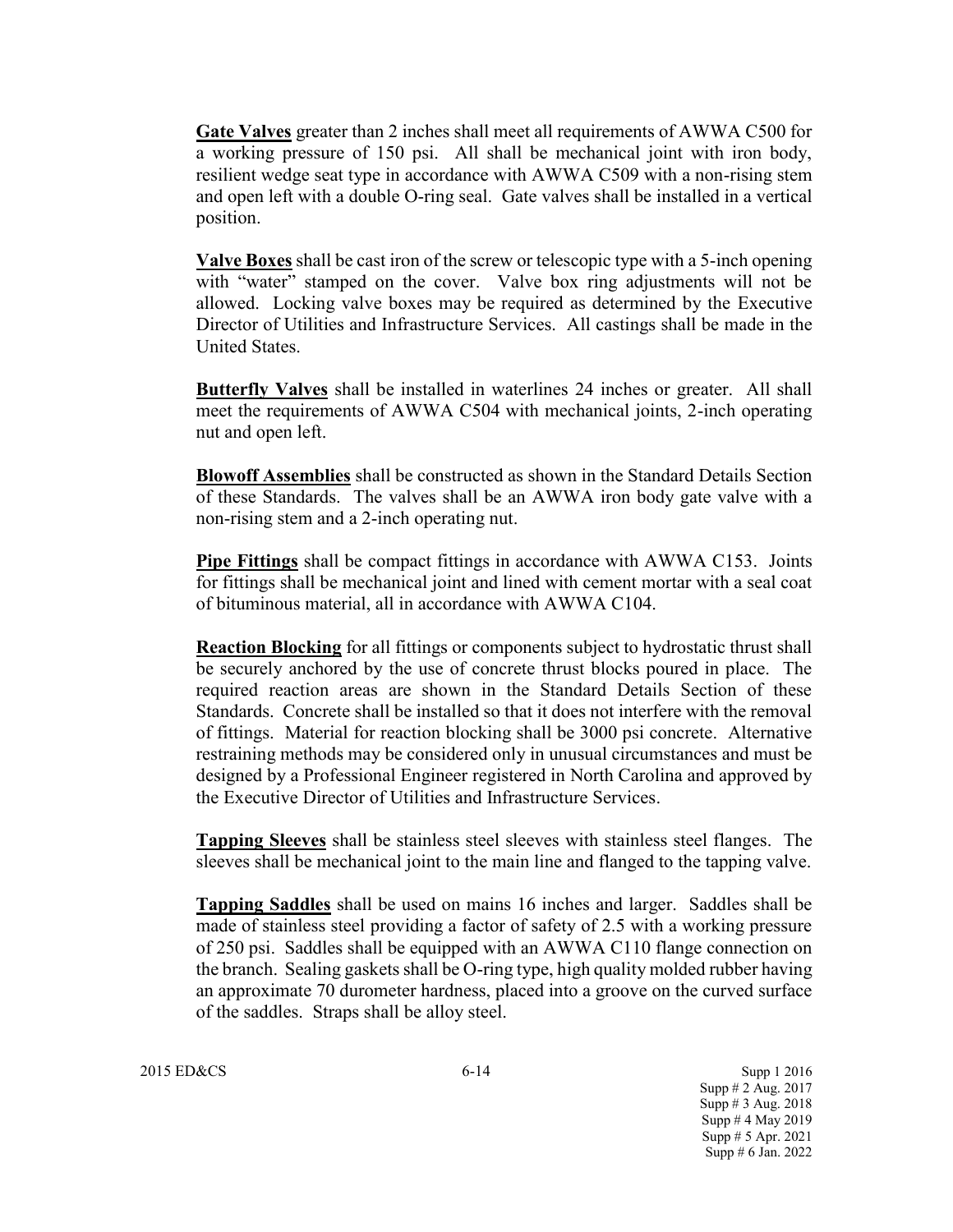**Gate Valves** greater than 2 inches shall meet all requirements of AWWA C500 for a working pressure of 150 psi. All shall be mechanical joint with iron body, resilient wedge seat type in accordance with AWWA C509 with a non-rising stem and open left with a double O-ring seal. Gate valves shall be installed in a vertical position.

**Valve Boxes** shall be cast iron of the screw or telescopic type with a 5-inch opening with "water" stamped on the cover. Valve box ring adjustments will not be allowed. Locking valve boxes may be required as determined by the Executive Director of Utilities and Infrastructure Services. All castings shall be made in the United States.

**Butterfly Valves** shall be installed in waterlines 24 inches or greater. All shall meet the requirements of AWWA C504 with mechanical joints, 2-inch operating nut and open left.

**Blowoff Assemblies** shall be constructed as shown in the Standard Details Section of these Standards. The valves shall be an AWWA iron body gate valve with a non-rising stem and a 2-inch operating nut.

**Pipe Fittings** shall be compact fittings in accordance with AWWA C153. Joints for fittings shall be mechanical joint and lined with cement mortar with a seal coat of bituminous material, all in accordance with AWWA C104.

**Reaction Blocking** for all fittings or components subject to hydrostatic thrust shall be securely anchored by the use of concrete thrust blocks poured in place. The required reaction areas are shown in the Standard Details Section of these Standards. Concrete shall be installed so that it does not interfere with the removal of fittings. Material for reaction blocking shall be 3000 psi concrete. Alternative restraining methods may be considered only in unusual circumstances and must be designed by a Professional Engineer registered in North Carolina and approved by the Executive Director of Utilities and Infrastructure Services.

**Tapping Sleeves** shall be stainless steel sleeves with stainless steel flanges. The sleeves shall be mechanical joint to the main line and flanged to the tapping valve.

**Tapping Saddles** shall be used on mains 16 inches and larger. Saddles shall be made of stainless steel providing a factor of safety of 2.5 with a working pressure of 250 psi. Saddles shall be equipped with an AWWA C110 flange connection on the branch. Sealing gaskets shall be O-ring type, high quality molded rubber having an approximate 70 durometer hardness, placed into a groove on the curved surface of the saddles. Straps shall be alloy steel.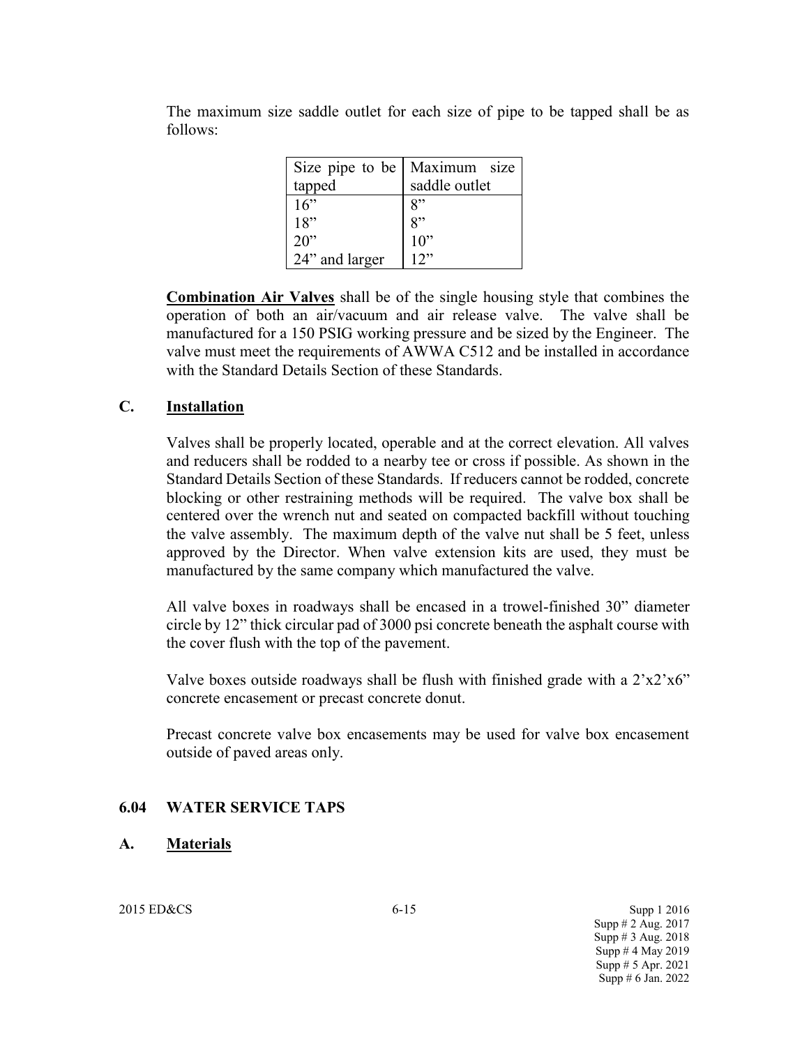The maximum size saddle outlet for each size of pipe to be tapped shall be as follows:

| Size pipe to be tapped | Maximum size saddle outlet |
|---|---|
| 16" | 8" |
| 18" | 8" |
| 20" | 10" |
| 24" and larger | 12" |

**Combination Air Valves** shall be of the single housing style that combines the operation of both an air/vacuum and air release valve. The valve shall be manufactured for a 150 PSIG working pressure and be sized by the Engineer. The valve must meet the requirements of AWWA C512 and be installed in accordance with the Standard Details Section of these Standards.

## C. Installation

Valves shall be properly located, operable and at the correct elevation. All valves and reducers shall be rodded to a nearby tee or cross if possible. As shown in the Standard Details Section of these Standards. If reducers cannot be rodded, concrete blocking or other restraining methods will be required. The valve box shall be centered over the wrench nut and seated on compacted backfill without touching the valve assembly. The maximum depth of the valve nut shall be 5 feet, unless approved by the Director. When valve extension kits are used, they must be manufactured by the same company which manufactured the valve.

All valve boxes in roadways shall be encased in a trowel-finished 30" diameter circle by 12" thick circular pad of 3000 psi concrete beneath the asphalt course with the cover flush with the top of the pavement.

Valve boxes outside roadways shall be flush with finished grade with a 2'x2'x6" concrete encasement or precast concrete donut.

Precast concrete valve box encasements may be used for valve box encasement outside of paved areas only.

## 6.04 WATER SERVICE TAPS

## A. Materials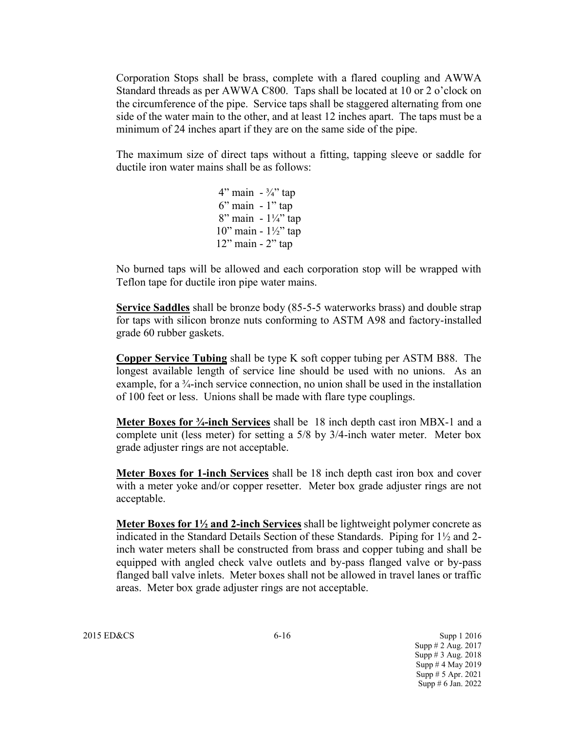Corporation Stops shall be brass, complete with a flared coupling and AWWA Standard threads as per AWWA C800. Taps shall be located at 10 or 2 o'clock on the circumference of the pipe. Service taps shall be staggered alternating from one side of the water main to the other, and at least 12 inches apart. The taps must be a minimum of 24 inches apart if they are on the same side of the pipe.

The maximum size of direct taps without a fitting, tapping sleeve or saddle for ductile iron water mains shall be as follows:

4" main - ¾" tap
6" main - 1" tap
8" main - 1¼" tap
10" main - 1½" tap
12" main - 2" tap

No burned taps will be allowed and each corporation stop will be wrapped with Teflon tape for ductile iron pipe water mains.

**Service Saddles** shall be bronze body (85-5-5 waterworks brass) and double strap for taps with silicon bronze nuts conforming to ASTM A98 and factory-installed grade 60 rubber gaskets.

**Copper Service Tubing** shall be type K soft copper tubing per ASTM B88. The longest available length of service line should be used with no unions. As an example, for a ¾-inch service connection, no union shall be used in the installation of 100 feet or less. Unions shall be made with flare type couplings.

**Meter Boxes for ¾-inch Services** shall be 18 inch depth cast iron MBX-1 and a complete unit (less meter) for setting a 5/8 by 3/4-inch water meter. Meter box grade adjuster rings are not acceptable.

**Meter Boxes for 1-inch Services** shall be 18 inch depth cast iron box and cover with a meter yoke and/or copper resetter. Meter box grade adjuster rings are not acceptable.

**Meter Boxes for 1½ and 2-inch Services** shall be lightweight polymer concrete as indicated in the Standard Details Section of these Standards. Piping for 1½ and 2-inch water meters shall be constructed from brass and copper tubing and shall be equipped with angled check valve outlets and by-pass flanged valve or by-pass flanged ball valve inlets. Meter boxes shall not be allowed in travel lanes or traffic areas. Meter box grade adjuster rings are not acceptable.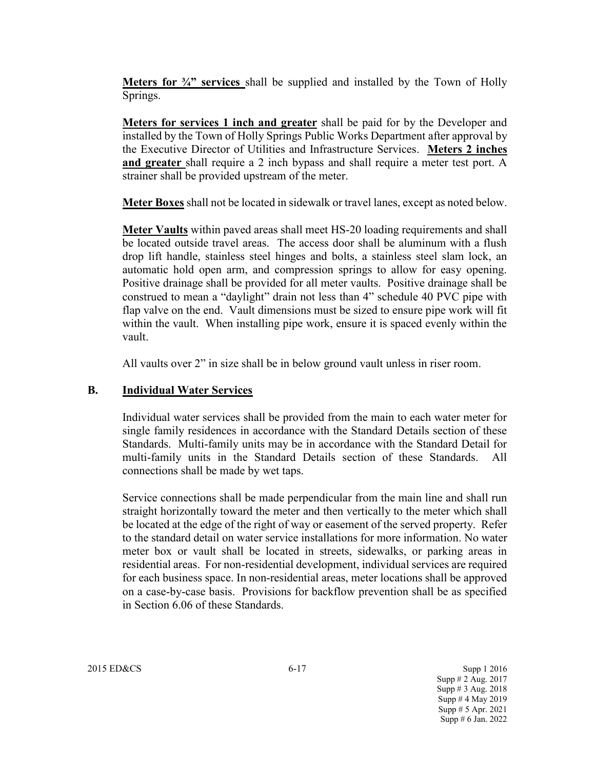**Meters for ¾" services** shall be supplied and installed by the Town of Holly Springs.

**Meters for services 1 inch and greater** shall be paid for by the Developer and installed by the Town of Holly Springs Public Works Department after approval by the Executive Director of Utilities and Infrastructure Services. **Meters 2 inches and greater** shall require a 2 inch bypass and shall require a meter test port. A strainer shall be provided upstream of the meter.

**Meter Boxes** shall not be located in sidewalk or travel lanes, except as noted below.

**Meter Vaults** within paved areas shall meet HS-20 loading requirements and shall be located outside travel areas. The access door shall be aluminum with a flush drop lift handle, stainless steel hinges and bolts, a stainless steel slam lock, an automatic hold open arm, and compression springs to allow for easy opening. Positive drainage shall be provided for all meter vaults. Positive drainage shall be construed to mean a "daylight" drain not less than 4" schedule 40 PVC pipe with flap valve on the end. Vault dimensions must be sized to ensure pipe work will fit within the vault. When installing pipe work, ensure it is spaced evenly within the vault.

All vaults over 2" in size shall be in below ground vault unless in riser room.

## B. Individual Water Services

Individual water services shall be provided from the main to each water meter for single family residences in accordance with the Standard Details section of these Standards. Multi-family units may be in accordance with the Standard Detail for multi-family units in the Standard Details section of these Standards. All connections shall be made by wet taps.

Service connections shall be made perpendicular from the main line and shall run straight horizontally toward the meter and then vertically to the meter which shall be located at the edge of the right of way or easement of the served property. Refer to the standard detail on water service installations for more information. No water meter box or vault shall be located in streets, sidewalks, or parking areas in residential areas. For non-residential development, individual services are required for each business space. In non-residential areas, meter locations shall be approved on a case-by-case basis. Provisions for backflow prevention shall be as specified in Section 6.06 of these Standards.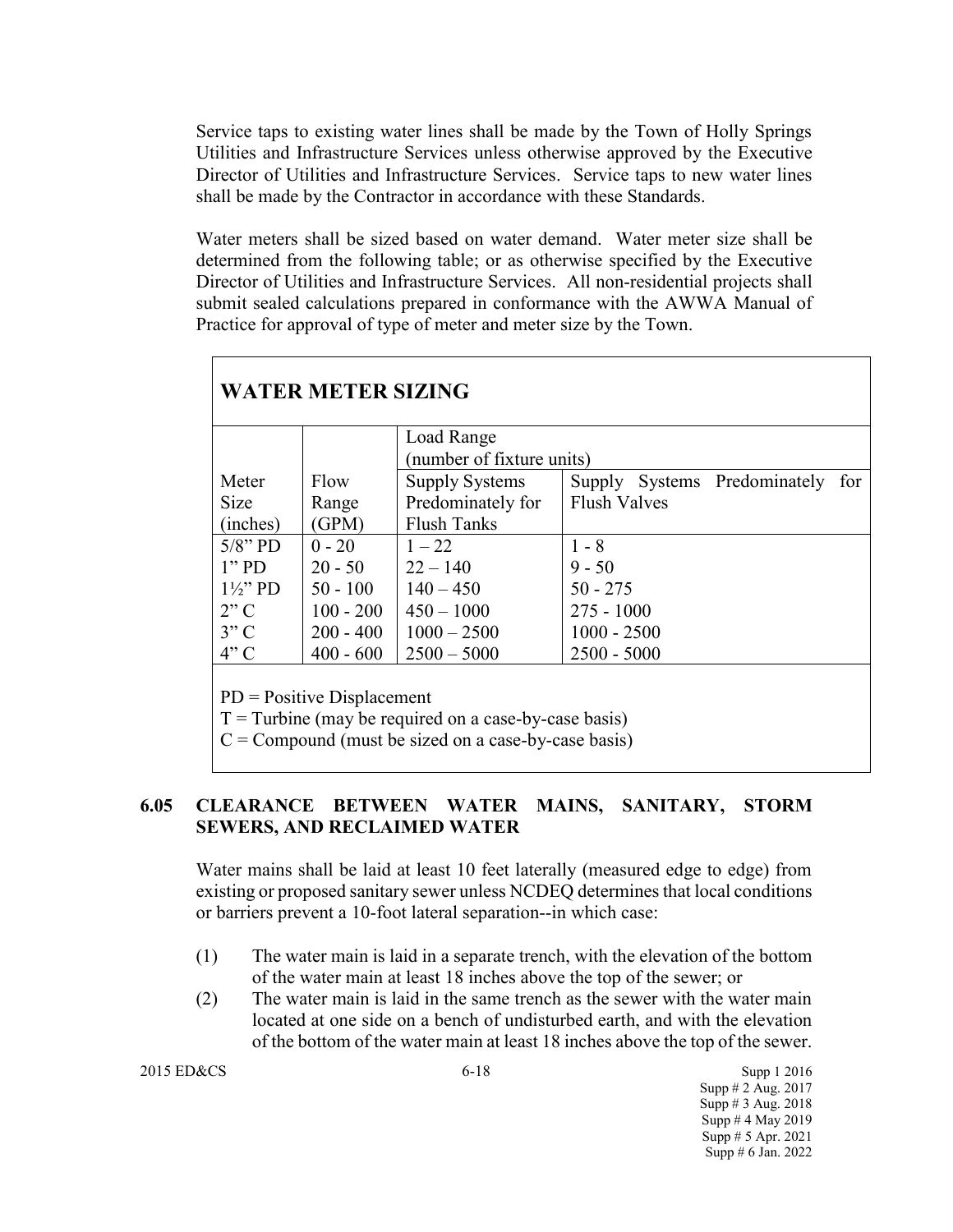Service taps to existing water lines shall be made by the Town of Holly Springs Utilities and Infrastructure Services unless otherwise approved by the Executive Director of Utilities and Infrastructure Services. Service taps to new water lines shall be made by the Contractor in accordance with these Standards.

Water meters shall be sized based on water demand. Water meter size shall be determined from the following table; or as otherwise specified by the Executive Director of Utilities and Infrastructure Services. All non-residential projects shall submit sealed calculations prepared in conformance with the AWWA Manual of Practice for approval of type of meter and meter size by the Town.

**WATER METER SIZING**

| | | Load Range (number of fixture units) | |
|---|---|---|---|
| Meter Size (inches) | Flow Range (GPM) | Supply Systems Predominately for Flush Tanks | Supply Systems Predominately for Flush Valves |
| 5/8" PD | 0 - 20 | 1 – 22 | 1 - 8 |
| 1" PD | 20 - 50 | 22 – 140 | 9 - 50 |
| 1½" PD | 50 - 100 | 140 – 450 | 50 - 275 |
| 2" C | 100 - 200 | 450 – 1000 | 275 - 1000 |
| 3" C | 200 - 400 | 1000 – 2500 | 1000 - 2500 |
| 4" C | 400 - 600 | 2500 – 5000 | 2500 - 5000 |

PD = Positive Displacement
T = Turbine (may be required on a case-by-case basis)
C = Compound (must be sized on a case-by-case basis)

## 6.05 CLEARANCE BETWEEN WATER MAINS, SANITARY, STORM SEWERS, AND RECLAIMED WATER

Water mains shall be laid at least 10 feet laterally (measured edge to edge) from existing or proposed sanitary sewer unless NCDEQ determines that local conditions or barriers prevent a 10-foot lateral separation--in which case:

(1) The water main is laid in a separate trench, with the elevation of the bottom of the water main at least 18 inches above the top of the sewer; or

(2) The water main is laid in the same trench as the sewer with the water main located at one side on a bench of undisturbed earth, and with the elevation of the bottom of the water main at least 18 inches above the top of the sewer.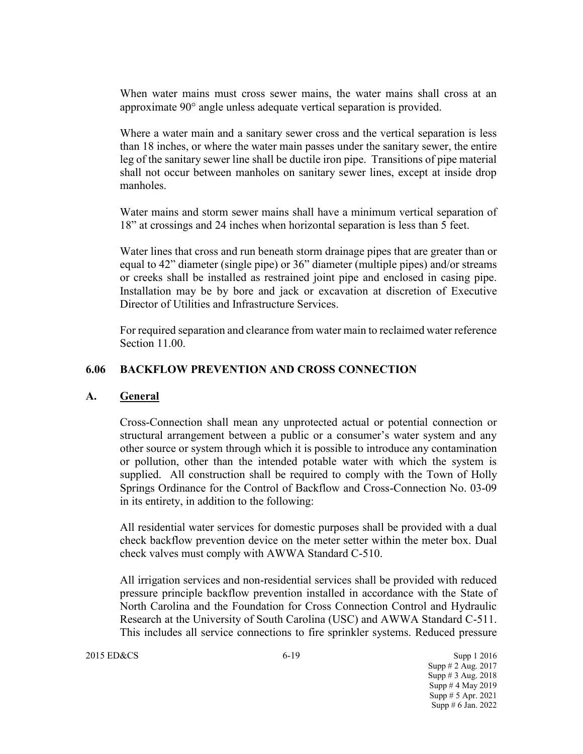When water mains must cross sewer mains, the water mains shall cross at an approximate 90° angle unless adequate vertical separation is provided.

Where a water main and a sanitary sewer cross and the vertical separation is less than 18 inches, or where the water main passes under the sanitary sewer, the entire leg of the sanitary sewer line shall be ductile iron pipe. Transitions of pipe material shall not occur between manholes on sanitary sewer lines, except at inside drop manholes.

Water mains and storm sewer mains shall have a minimum vertical separation of 18" at crossings and 24 inches when horizontal separation is less than 5 feet.

Water lines that cross and run beneath storm drainage pipes that are greater than or equal to 42" diameter (single pipe) or 36" diameter (multiple pipes) and/or streams or creeks shall be installed as restrained joint pipe and enclosed in casing pipe. Installation may be by bore and jack or excavation at discretion of Executive Director of Utilities and Infrastructure Services.

For required separation and clearance from water main to reclaimed water reference Section 11.00.

## 6.06 BACKFLOW PREVENTION AND CROSS CONNECTION

### A. General

Cross-Connection shall mean any unprotected actual or potential connection or structural arrangement between a public or a consumer's water system and any other source or system through which it is possible to introduce any contamination or pollution, other than the intended potable water with which the system is supplied. All construction shall be required to comply with the Town of Holly Springs Ordinance for the Control of Backflow and Cross-Connection No. 03-09 in its entirety, in addition to the following:

All residential water services for domestic purposes shall be provided with a dual check backflow prevention device on the meter setter within the meter box. Dual check valves must comply with AWWA Standard C-510.

All irrigation services and non-residential services shall be provided with reduced pressure principle backflow prevention installed in accordance with the State of North Carolina and the Foundation for Cross Connection Control and Hydraulic Research at the University of South Carolina (USC) and AWWA Standard C-511. This includes all service connections to fire sprinkler systems. Reduced pressure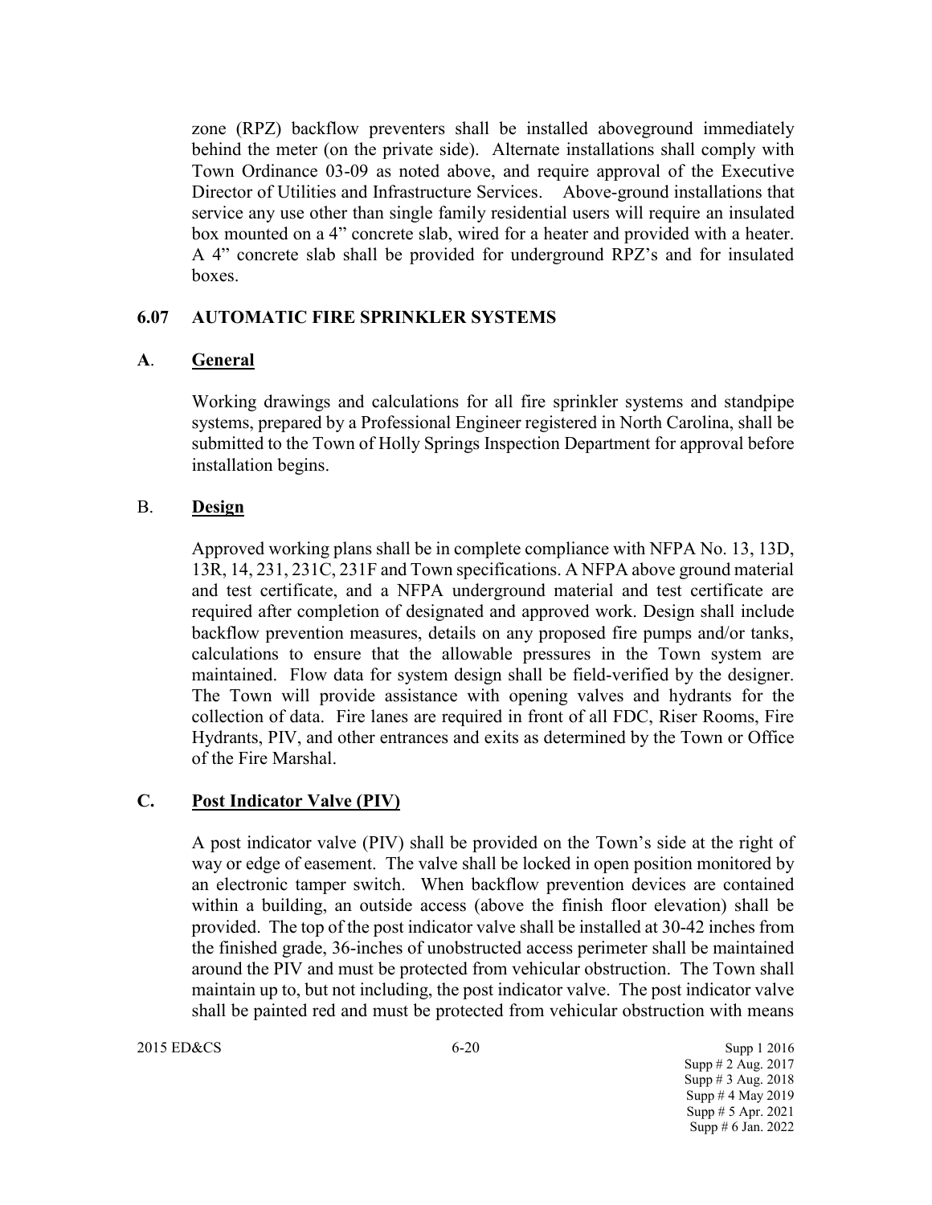zone (RPZ) backflow preventers shall be installed aboveground immediately behind the meter (on the private side). Alternate installations shall comply with Town Ordinance 03-09 as noted above, and require approval of the Executive Director of Utilities and Infrastructure Services. Above-ground installations that service any use other than single family residential users will require an insulated box mounted on a 4" concrete slab, wired for a heater and provided with a heater. A 4" concrete slab shall be provided for underground RPZ's and for insulated boxes.

## 6.07 AUTOMATIC FIRE SPRINKLER SYSTEMS

### A. General

Working drawings and calculations for all fire sprinkler systems and standpipe systems, prepared by a Professional Engineer registered in North Carolina, shall be submitted to the Town of Holly Springs Inspection Department for approval before installation begins.

### B. Design

Approved working plans shall be in complete compliance with NFPA No. 13, 13D, 13R, 14, 231, 231C, 231F and Town specifications. A NFPA above ground material and test certificate, and a NFPA underground material and test certificate are required after completion of designated and approved work. Design shall include backflow prevention measures, details on any proposed fire pumps and/or tanks, calculations to ensure that the allowable pressures in the Town system are maintained. Flow data for system design shall be field-verified by the designer. The Town will provide assistance with opening valves and hydrants for the collection of data. Fire lanes are required in front of all FDC, Riser Rooms, Fire Hydrants, PIV, and other entrances and exits as determined by the Town or Office of the Fire Marshal.

### C. Post Indicator Valve (PIV)

A post indicator valve (PIV) shall be provided on the Town's side at the right of way or edge of easement. The valve shall be locked in open position monitored by an electronic tamper switch. When backflow prevention devices are contained within a building, an outside access (above the finish floor elevation) shall be provided. The top of the post indicator valve shall be installed at 30-42 inches from the finished grade, 36-inches of unobstructed access perimeter shall be maintained around the PIV and must be protected from vehicular obstruction. The Town shall maintain up to, but not including, the post indicator valve. The post indicator valve shall be painted red and must be protected from vehicular obstruction with means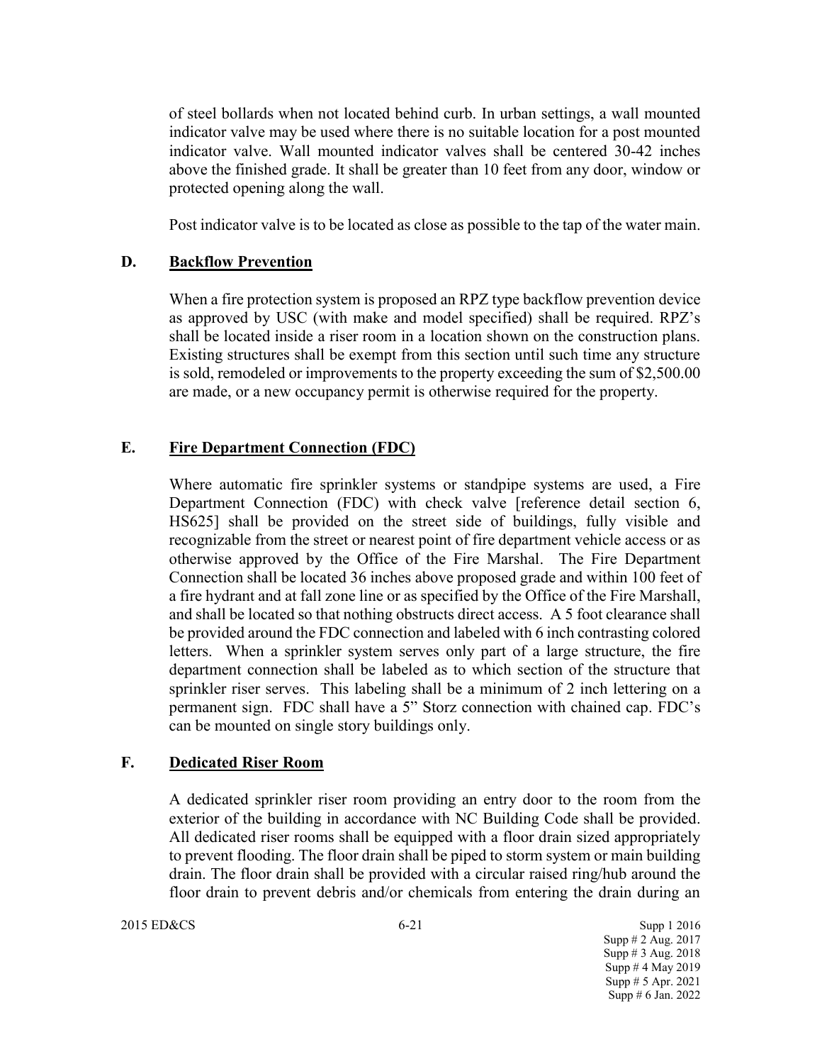of steel bollards when not located behind curb. In urban settings, a wall mounted indicator valve may be used where there is no suitable location for a post mounted indicator valve. Wall mounted indicator valves shall be centered 30-42 inches above the finished grade. It shall be greater than 10 feet from any door, window or protected opening along the wall.

Post indicator valve is to be located as close as possible to the tap of the water main.

## D. Backflow Prevention

When a fire protection system is proposed an RPZ type backflow prevention device as approved by USC (with make and model specified) shall be required. RPZ's shall be located inside a riser room in a location shown on the construction plans. Existing structures shall be exempt from this section until such time any structure is sold, remodeled or improvements to the property exceeding the sum of $2,500.00 are made, or a new occupancy permit is otherwise required for the property.

## E. Fire Department Connection (FDC)

Where automatic fire sprinkler systems or standpipe systems are used, a Fire Department Connection (FDC) with check valve [reference detail section 6, HS625] shall be provided on the street side of buildings, fully visible and recognizable from the street or nearest point of fire department vehicle access or as otherwise approved by the Office of the Fire Marshal. The Fire Department Connection shall be located 36 inches above proposed grade and within 100 feet of a fire hydrant and at fall zone line or as specified by the Office of the Fire Marshall, and shall be located so that nothing obstructs direct access. A 5 foot clearance shall be provided around the FDC connection and labeled with 6 inch contrasting colored letters. When a sprinkler system serves only part of a large structure, the fire department connection shall be labeled as to which section of the structure that sprinkler riser serves. This labeling shall be a minimum of 2 inch lettering on a permanent sign. FDC shall have a 5" Storz connection with chained cap. FDC's can be mounted on single story buildings only.

## F. Dedicated Riser Room

A dedicated sprinkler riser room providing an entry door to the room from the exterior of the building in accordance with NC Building Code shall be provided. All dedicated riser rooms shall be equipped with a floor drain sized appropriately to prevent flooding. The floor drain shall be piped to storm system or main building drain. The floor drain shall be provided with a circular raised ring/hub around the floor drain to prevent debris and/or chemicals from entering the drain during an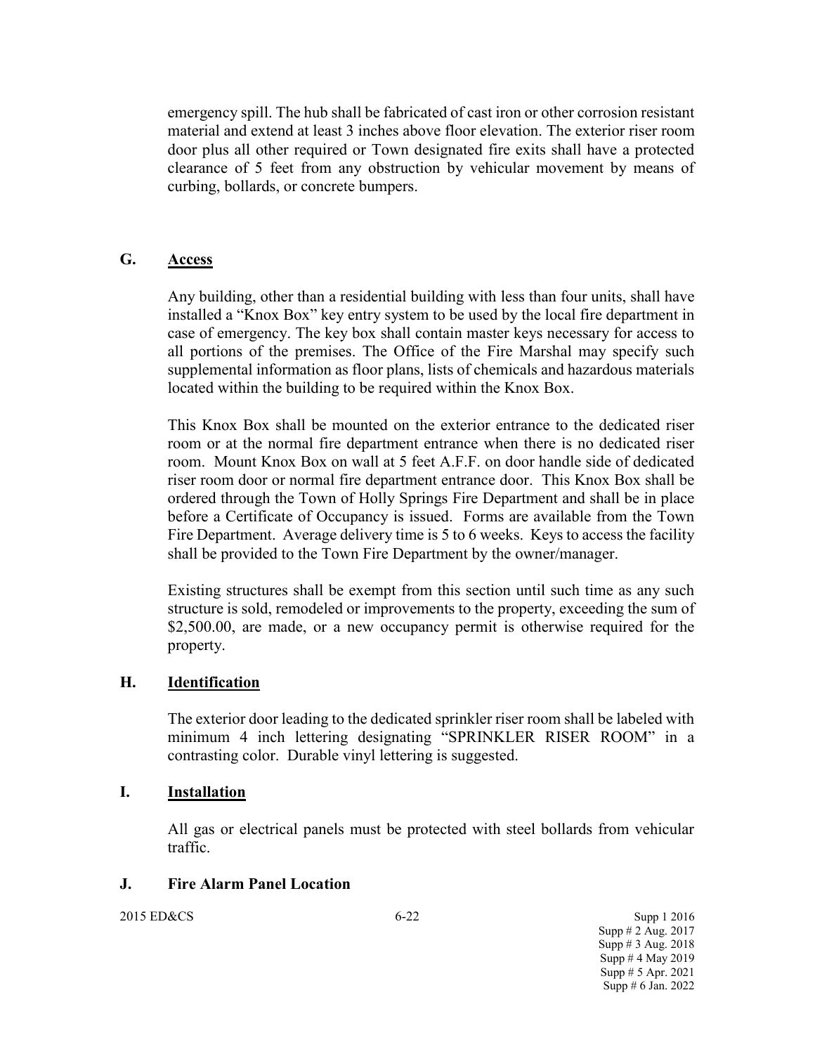emergency spill. The hub shall be fabricated of cast iron or other corrosion resistant material and extend at least 3 inches above floor elevation. The exterior riser room door plus all other required or Town designated fire exits shall have a protected clearance of 5 feet from any obstruction by vehicular movement by means of curbing, bollards, or concrete bumpers.

### G. Access

Any building, other than a residential building with less than four units, shall have installed a "Knox Box" key entry system to be used by the local fire department in case of emergency. The key box shall contain master keys necessary for access to all portions of the premises. The Office of the Fire Marshal may specify such supplemental information as floor plans, lists of chemicals and hazardous materials located within the building to be required within the Knox Box.

This Knox Box shall be mounted on the exterior entrance to the dedicated riser room or at the normal fire department entrance when there is no dedicated riser room. Mount Knox Box on wall at 5 feet A.F.F. on door handle side of dedicated riser room door or normal fire department entrance door. This Knox Box shall be ordered through the Town of Holly Springs Fire Department and shall be in place before a Certificate of Occupancy is issued. Forms are available from the Town Fire Department. Average delivery time is 5 to 6 weeks. Keys to access the facility shall be provided to the Town Fire Department by the owner/manager.

Existing structures shall be exempt from this section until such time as any such structure is sold, remodeled or improvements to the property, exceeding the sum of $2,500.00, are made, or a new occupancy permit is otherwise required for the property.

### H. Identification

The exterior door leading to the dedicated sprinkler riser room shall be labeled with minimum 4 inch lettering designating "SPRINKLER RISER ROOM" in a contrasting color. Durable vinyl lettering is suggested.

### I. Installation

All gas or electrical panels must be protected with steel bollards from vehicular traffic.

### J. Fire Alarm Panel Location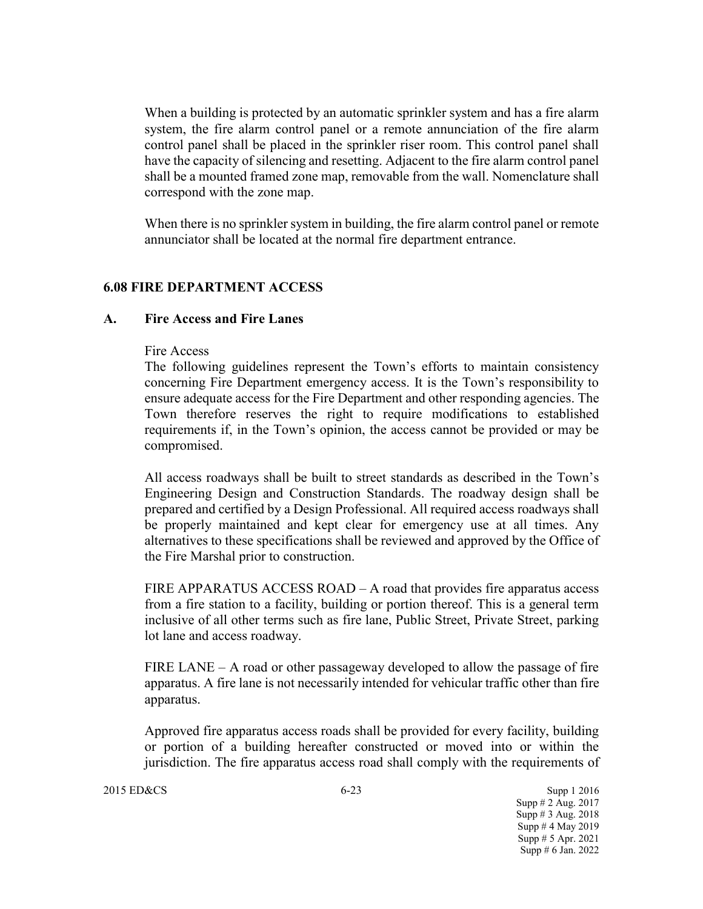When a building is protected by an automatic sprinkler system and has a fire alarm system, the fire alarm control panel or a remote annunciation of the fire alarm control panel shall be placed in the sprinkler riser room. This control panel shall have the capacity of silencing and resetting. Adjacent to the fire alarm control panel shall be a mounted framed zone map, removable from the wall. Nomenclature shall correspond with the zone map.

When there is no sprinkler system in building, the fire alarm control panel or remote annunciator shall be located at the normal fire department entrance.

## 6.08 FIRE DEPARTMENT ACCESS

### A. Fire Access and Fire Lanes

Fire Access

The following guidelines represent the Town's efforts to maintain consistency concerning Fire Department emergency access. It is the Town's responsibility to ensure adequate access for the Fire Department and other responding agencies. The Town therefore reserves the right to require modifications to established requirements if, in the Town's opinion, the access cannot be provided or may be compromised.

All access roadways shall be built to street standards as described in the Town's Engineering Design and Construction Standards. The roadway design shall be prepared and certified by a Design Professional. All required access roadways shall be properly maintained and kept clear for emergency use at all times. Any alternatives to these specifications shall be reviewed and approved by the Office of the Fire Marshal prior to construction.

FIRE APPARATUS ACCESS ROAD – A road that provides fire apparatus access from a fire station to a facility, building or portion thereof. This is a general term inclusive of all other terms such as fire lane, Public Street, Private Street, parking lot lane and access roadway.

FIRE LANE – A road or other passageway developed to allow the passage of fire apparatus. A fire lane is not necessarily intended for vehicular traffic other than fire apparatus.

Approved fire apparatus access roads shall be provided for every facility, building or portion of a building hereafter constructed or moved into or within the jurisdiction. The fire apparatus access road shall comply with the requirements of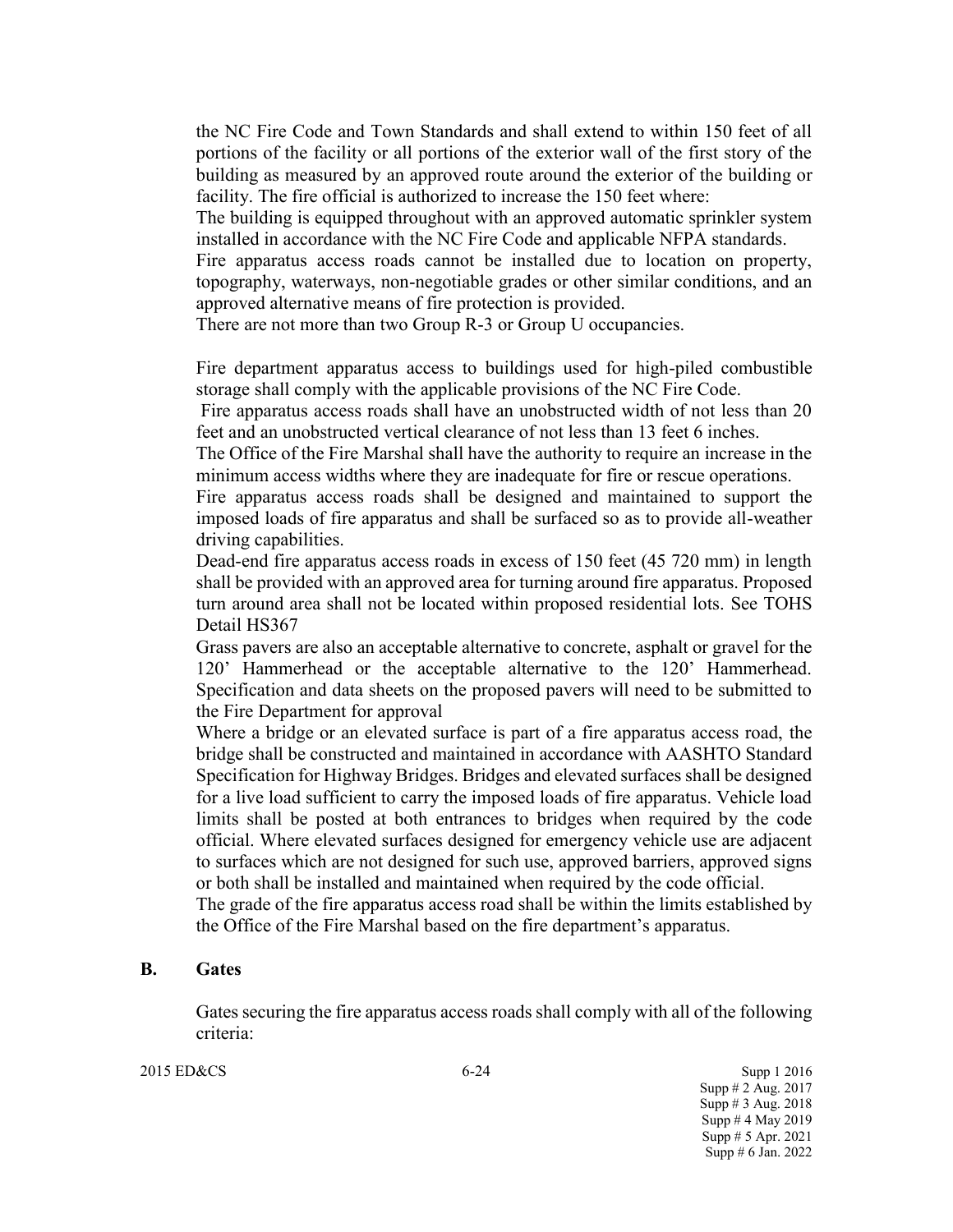the NC Fire Code and Town Standards and shall extend to within 150 feet of all portions of the facility or all portions of the exterior wall of the first story of the building as measured by an approved route around the exterior of the building or facility. The fire official is authorized to increase the 150 feet where:

The building is equipped throughout with an approved automatic sprinkler system installed in accordance with the NC Fire Code and applicable NFPA standards.

Fire apparatus access roads cannot be installed due to location on property, topography, waterways, non-negotiable grades or other similar conditions, and an approved alternative means of fire protection is provided.

There are not more than two Group R-3 or Group U occupancies.

Fire department apparatus access to buildings used for high-piled combustible storage shall comply with the applicable provisions of the NC Fire Code.

Fire apparatus access roads shall have an unobstructed width of not less than 20 feet and an unobstructed vertical clearance of not less than 13 feet 6 inches.

The Office of the Fire Marshal shall have the authority to require an increase in the minimum access widths where they are inadequate for fire or rescue operations.

Fire apparatus access roads shall be designed and maintained to support the imposed loads of fire apparatus and shall be surfaced so as to provide all-weather driving capabilities.

Dead-end fire apparatus access roads in excess of 150 feet (45 720 mm) in length shall be provided with an approved area for turning around fire apparatus. Proposed turn around area shall not be located within proposed residential lots. See TOHS Detail HS367

Grass pavers are also an acceptable alternative to concrete, asphalt or gravel for the 120' Hammerhead or the acceptable alternative to the 120' Hammerhead. Specification and data sheets on the proposed pavers will need to be submitted to the Fire Department for approval

Where a bridge or an elevated surface is part of a fire apparatus access road, the bridge shall be constructed and maintained in accordance with AASHTO Standard Specification for Highway Bridges. Bridges and elevated surfaces shall be designed for a live load sufficient to carry the imposed loads of fire apparatus. Vehicle load limits shall be posted at both entrances to bridges when required by the code official. Where elevated surfaces designed for emergency vehicle use are adjacent to surfaces which are not designed for such use, approved barriers, approved signs or both shall be installed and maintained when required by the code official.

The grade of the fire apparatus access road shall be within the limits established by the Office of the Fire Marshal based on the fire department's apparatus.

## B. Gates

Gates securing the fire apparatus access roads shall comply with all of the following criteria: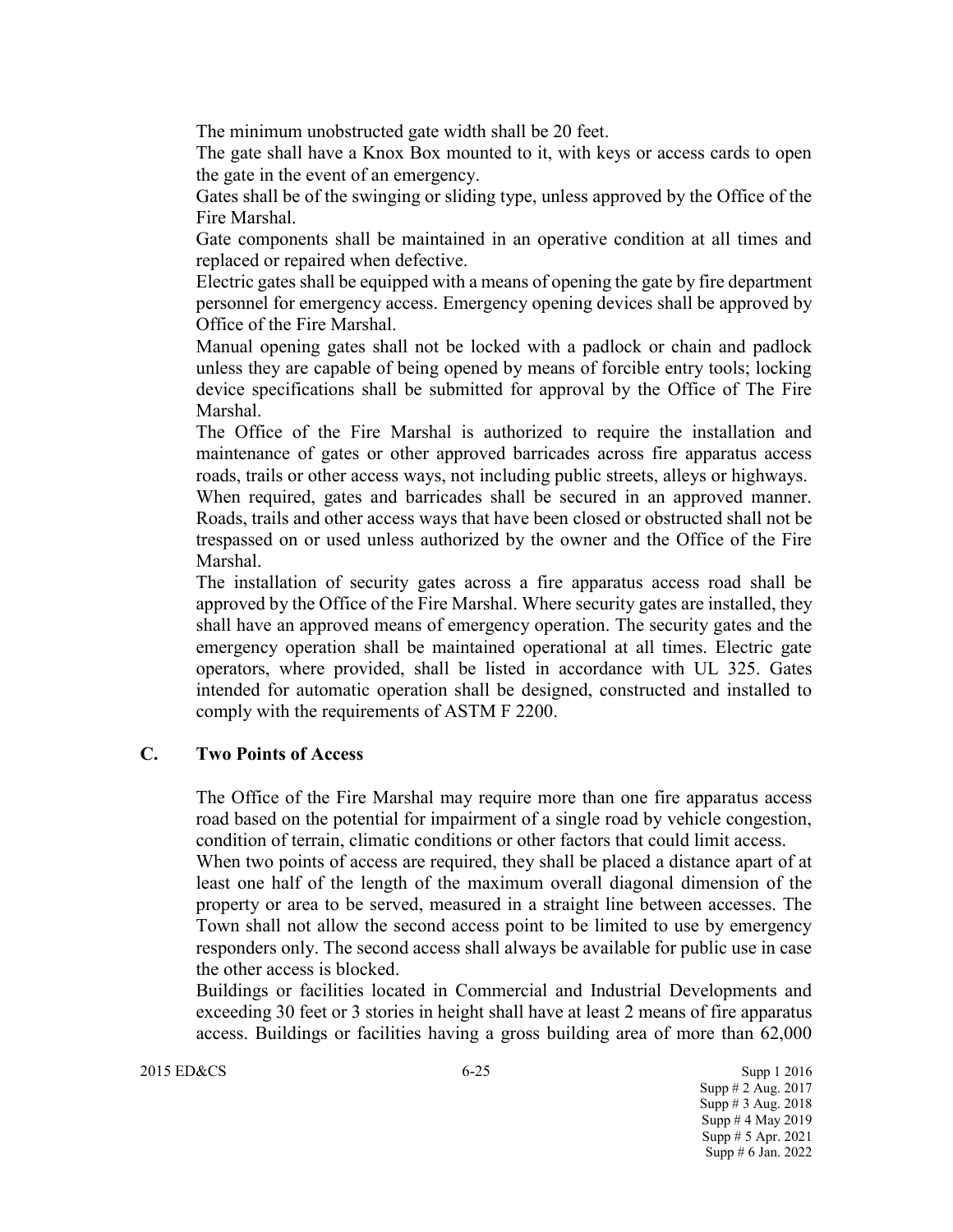The minimum unobstructed gate width shall be 20 feet.

The gate shall have a Knox Box mounted to it, with keys or access cards to open the gate in the event of an emergency.

Gates shall be of the swinging or sliding type, unless approved by the Office of the Fire Marshal.

Gate components shall be maintained in an operative condition at all times and replaced or repaired when defective.

Electric gates shall be equipped with a means of opening the gate by fire department personnel for emergency access. Emergency opening devices shall be approved by Office of the Fire Marshal.

Manual opening gates shall not be locked with a padlock or chain and padlock unless they are capable of being opened by means of forcible entry tools; locking device specifications shall be submitted for approval by the Office of The Fire Marshal.

The Office of the Fire Marshal is authorized to require the installation and maintenance of gates or other approved barricades across fire apparatus access roads, trails or other access ways, not including public streets, alleys or highways.

When required, gates and barricades shall be secured in an approved manner. Roads, trails and other access ways that have been closed or obstructed shall not be trespassed on or used unless authorized by the owner and the Office of the Fire Marshal.

The installation of security gates across a fire apparatus access road shall be approved by the Office of the Fire Marshal. Where security gates are installed, they shall have an approved means of emergency operation. The security gates and the emergency operation shall be maintained operational at all times. Electric gate operators, where provided, shall be listed in accordance with UL 325. Gates intended for automatic operation shall be designed, constructed and installed to comply with the requirements of ASTM F 2200.

## C. Two Points of Access

The Office of the Fire Marshal may require more than one fire apparatus access road based on the potential for impairment of a single road by vehicle congestion, condition of terrain, climatic conditions or other factors that could limit access.

When two points of access are required, they shall be placed a distance apart of at least one half of the length of the maximum overall diagonal dimension of the property or area to be served, measured in a straight line between accesses. The Town shall not allow the second access point to be limited to use by emergency responders only. The second access shall always be available for public use in case the other access is blocked.

Buildings or facilities located in Commercial and Industrial Developments and exceeding 30 feet or 3 stories in height shall have at least 2 means of fire apparatus access. Buildings or facilities having a gross building area of more than 62,000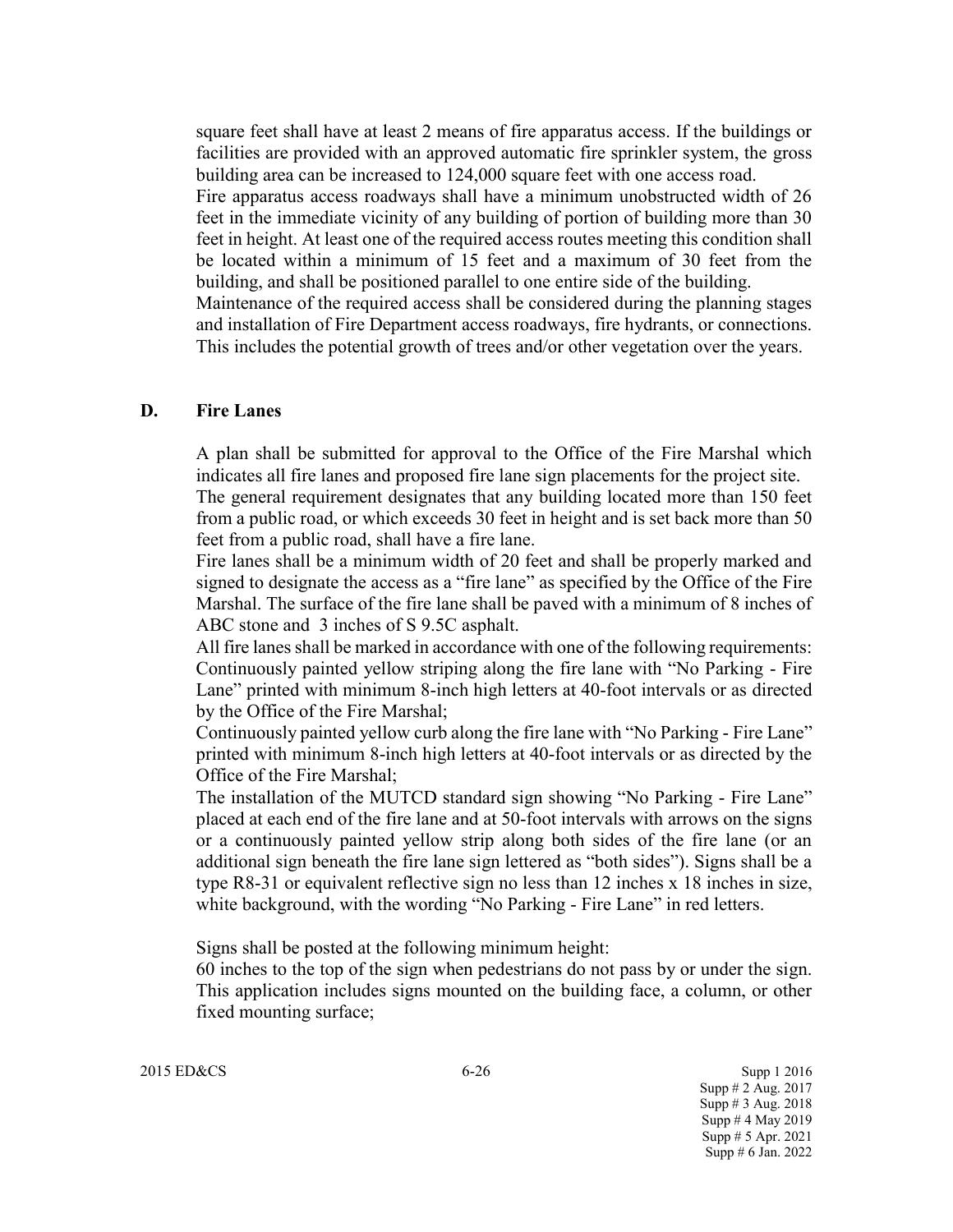square feet shall have at least 2 means of fire apparatus access. If the buildings or facilities are provided with an approved automatic fire sprinkler system, the gross building area can be increased to 124,000 square feet with one access road.

Fire apparatus access roadways shall have a minimum unobstructed width of 26 feet in the immediate vicinity of any building of portion of building more than 30 feet in height. At least one of the required access routes meeting this condition shall be located within a minimum of 15 feet and a maximum of 30 feet from the building, and shall be positioned parallel to one entire side of the building.

Maintenance of the required access shall be considered during the planning stages and installation of Fire Department access roadways, fire hydrants, or connections. This includes the potential growth of trees and/or other vegetation over the years.

## D. Fire Lanes

A plan shall be submitted for approval to the Office of the Fire Marshal which indicates all fire lanes and proposed fire lane sign placements for the project site.

The general requirement designates that any building located more than 150 feet from a public road, or which exceeds 30 feet in height and is set back more than 50 feet from a public road, shall have a fire lane.

Fire lanes shall be a minimum width of 20 feet and shall be properly marked and signed to designate the access as a "fire lane" as specified by the Office of the Fire Marshal. The surface of the fire lane shall be paved with a minimum of 8 inches of ABC stone and 3 inches of S 9.5C asphalt.

All fire lanes shall be marked in accordance with one of the following requirements:

Continuously painted yellow striping along the fire lane with "No Parking - Fire Lane" printed with minimum 8-inch high letters at 40-foot intervals or as directed by the Office of the Fire Marshal;

Continuously painted yellow curb along the fire lane with "No Parking - Fire Lane" printed with minimum 8-inch high letters at 40-foot intervals or as directed by the Office of the Fire Marshal;

The installation of the MUTCD standard sign showing "No Parking - Fire Lane" placed at each end of the fire lane and at 50-foot intervals with arrows on the signs or a continuously painted yellow strip along both sides of the fire lane (or an additional sign beneath the fire lane sign lettered as "both sides"). Signs shall be a type R8-31 or equivalent reflective sign no less than 12 inches x 18 inches in size, white background, with the wording "No Parking - Fire Lane" in red letters.

Signs shall be posted at the following minimum height:

60 inches to the top of the sign when pedestrians do not pass by or under the sign. This application includes signs mounted on the building face, a column, or other fixed mounting surface;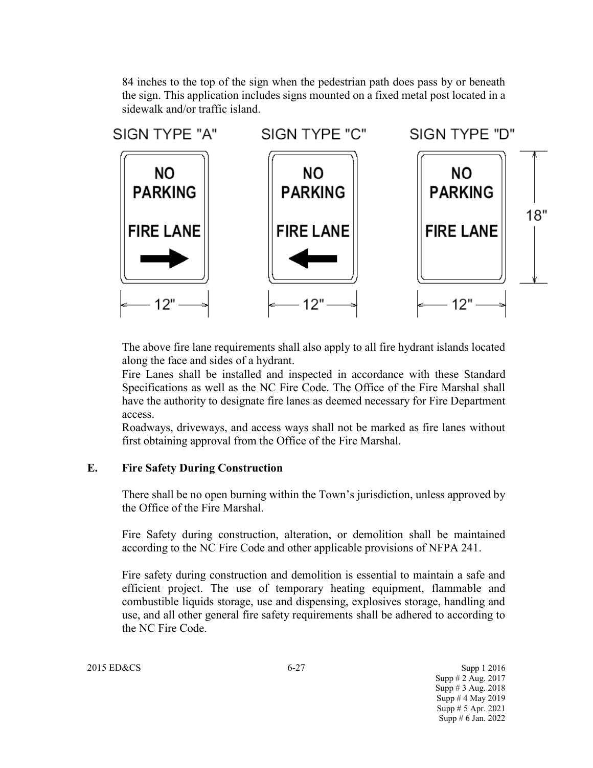84 inches to the top of the sign when the pedestrian path does pass by or beneath the sign. This application includes signs mounted on a fixed metal post located in a sidewalk and/or traffic island.

SIGN TYPE "A" SIGN TYPE "C" SIGN TYPE "D"

NO PARKING FIRE LANE

12" 12" 12" 18"

The above fire lane requirements shall also apply to all fire hydrant islands located along the face and sides of a hydrant.

Fire Lanes shall be installed and inspected in accordance with these Standard Specifications as well as the NC Fire Code. The Office of the Fire Marshal shall have the authority to designate fire lanes as deemed necessary for Fire Department access.

Roadways, driveways, and access ways shall not be marked as fire lanes without first obtaining approval from the Office of the Fire Marshal.

## E. Fire Safety During Construction

There shall be no open burning within the Town's jurisdiction, unless approved by the Office of the Fire Marshal.

Fire Safety during construction, alteration, or demolition shall be maintained according to the NC Fire Code and other applicable provisions of NFPA 241.

Fire safety during construction and demolition is essential to maintain a safe and efficient project. The use of temporary heating equipment, flammable and combustible liquids storage, use and dispensing, explosives storage, handling and use, and all other general fire safety requirements shall be adhered to according to the NC Fire Code.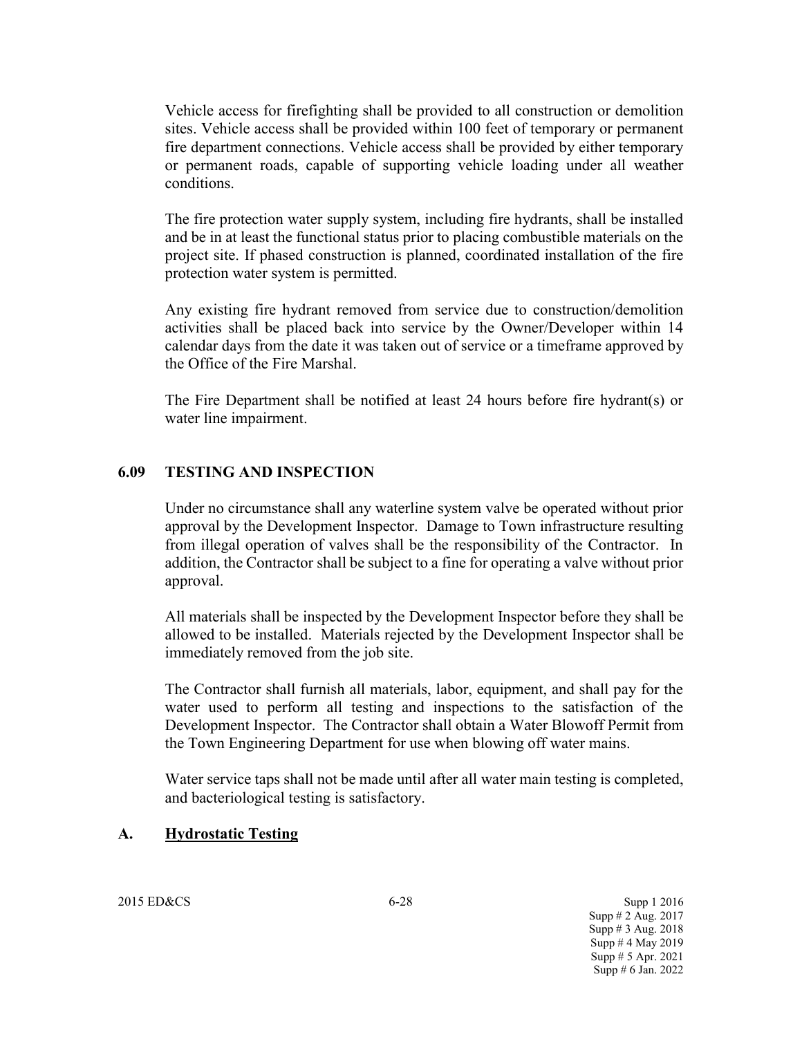Vehicle access for firefighting shall be provided to all construction or demolition sites. Vehicle access shall be provided within 100 feet of temporary or permanent fire department connections. Vehicle access shall be provided by either temporary or permanent roads, capable of supporting vehicle loading under all weather conditions.

The fire protection water supply system, including fire hydrants, shall be installed and be in at least the functional status prior to placing combustible materials on the project site. If phased construction is planned, coordinated installation of the fire protection water system is permitted.

Any existing fire hydrant removed from service due to construction/demolition activities shall be placed back into service by the Owner/Developer within 14 calendar days from the date it was taken out of service or a timeframe approved by the Office of the Fire Marshal.

The Fire Department shall be notified at least 24 hours before fire hydrant(s) or water line impairment.

## 6.09 TESTING AND INSPECTION

Under no circumstance shall any waterline system valve be operated without prior approval by the Development Inspector. Damage to Town infrastructure resulting from illegal operation of valves shall be the responsibility of the Contractor. In addition, the Contractor shall be subject to a fine for operating a valve without prior approval.

All materials shall be inspected by the Development Inspector before they shall be allowed to be installed. Materials rejected by the Development Inspector shall be immediately removed from the job site.

The Contractor shall furnish all materials, labor, equipment, and shall pay for the water used to perform all testing and inspections to the satisfaction of the Development Inspector. The Contractor shall obtain a Water Blowoff Permit from the Town Engineering Department for use when blowing off water mains.

Water service taps shall not be made until after all water main testing is completed, and bacteriological testing is satisfactory.

### A. Hydrostatic Testing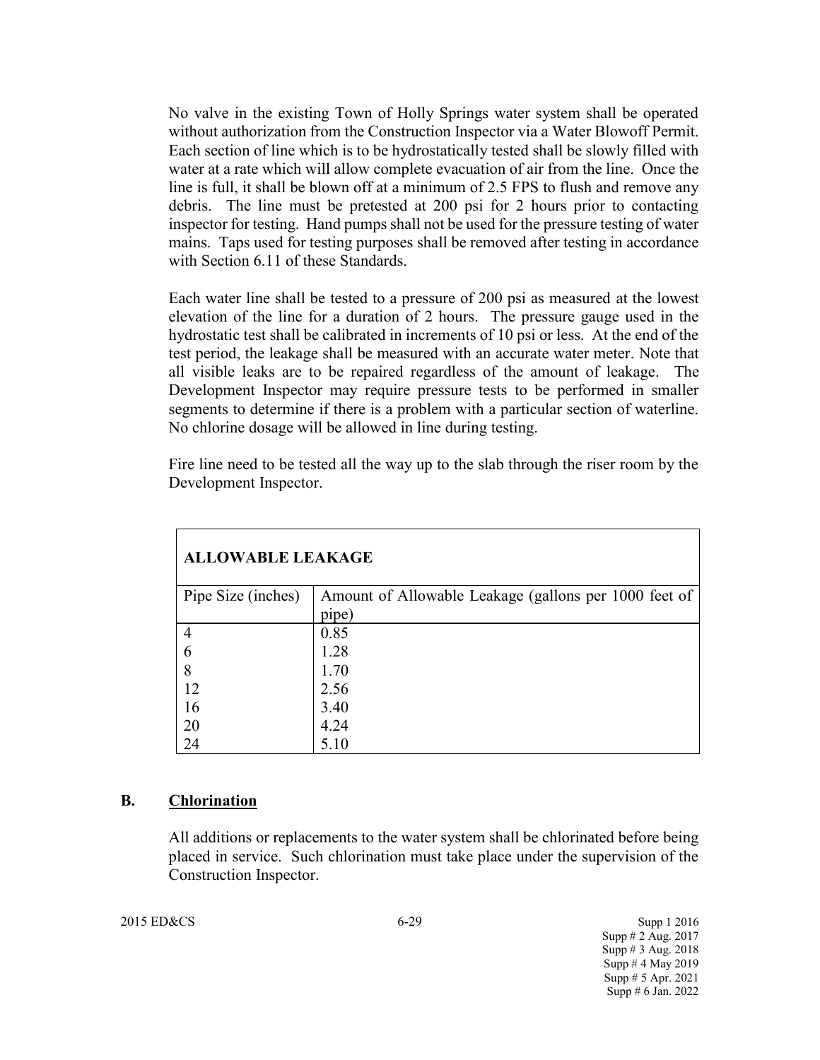No valve in the existing Town of Holly Springs water system shall be operated without authorization from the Construction Inspector via a Water Blowoff Permit. Each section of line which is to be hydrostatically tested shall be slowly filled with water at a rate which will allow complete evacuation of air from the line. Once the line is full, it shall be blown off at a minimum of 2.5 FPS to flush and remove any debris. The line must be pretested at 200 psi for 2 hours prior to contacting inspector for testing. Hand pumps shall not be used for the pressure testing of water mains. Taps used for testing purposes shall be removed after testing in accordance with Section 6.11 of these Standards.

Each water line shall be tested to a pressure of 200 psi as measured at the lowest elevation of the line for a duration of 2 hours. The pressure gauge used in the hydrostatic test shall be calibrated in increments of 10 psi or less. At the end of the test period, the leakage shall be measured with an accurate water meter. Note that all visible leaks are to be repaired regardless of the amount of leakage. The Development Inspector may require pressure tests to be performed in smaller segments to determine if there is a problem with a particular section of waterline. No chlorine dosage will be allowed in line during testing.

Fire line need to be tested all the way up to the slab through the riser room by the Development Inspector.

| **ALLOWABLE LEAKAGE** | |
|---|---|
| Pipe Size (inches) | Amount of Allowable Leakage (gallons per 1000 feet of pipe) |
| 4 | 0.85 |
| 6 | 1.28 |
| 8 | 1.70 |
| 12 | 2.56 |
| 16 | 3.40 |
| 20 | 4.24 |
| 24 | 5.10 |

### B. <u>Chlorination</u>

All additions or replacements to the water system shall be chlorinated before being placed in service. Such chlorination must take place under the supervision of the Construction Inspector.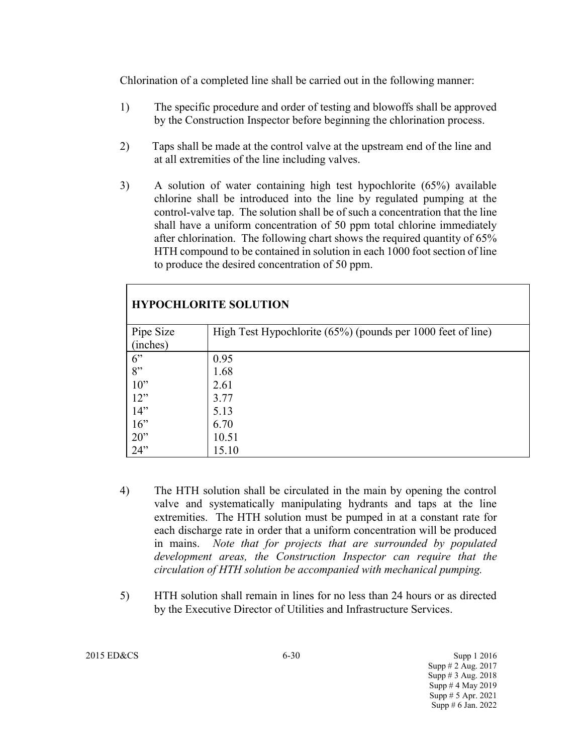Chlorination of a completed line shall be carried out in the following manner:

1) The specific procedure and order of testing and blowoffs shall be approved by the Construction Inspector before beginning the chlorination process.

2) Taps shall be made at the control valve at the upstream end of the line and at all extremities of the line including valves.

3) A solution of water containing high test hypochlorite (65%) available chlorine shall be introduced into the line by regulated pumping at the control-valve tap. The solution shall be of such a concentration that the line shall have a uniform concentration of 50 ppm total chlorine immediately after chlorination. The following chart shows the required quantity of 65% HTH compound to be contained in solution in each 1000 foot section of line to produce the desired concentration of 50 ppm.

| **HYPOCHLORITE SOLUTION** | |
|---|---|
| Pipe Size (inches) | High Test Hypochlorite (65%) (pounds per 1000 feet of line) |
| 6” | 0.95 |
| 8” | 1.68 |
| 10” | 2.61 |
| 12” | 3.77 |
| 14” | 5.13 |
| 16” | 6.70 |
| 20” | 10.51 |
| 24” | 15.10 |

4) The HTH solution shall be circulated in the main by opening the control valve and systematically manipulating hydrants and taps at the line extremities. The HTH solution must be pumped in at a constant rate for each discharge rate in order that a uniform concentration will be produced in mains. *Note that for projects that are surrounded by populated development areas, the Construction Inspector can require that the circulation of HTH solution be accompanied with mechanical pumping.*

5) HTH solution shall remain in lines for no less than 24 hours or as directed by the Executive Director of Utilities and Infrastructure Services.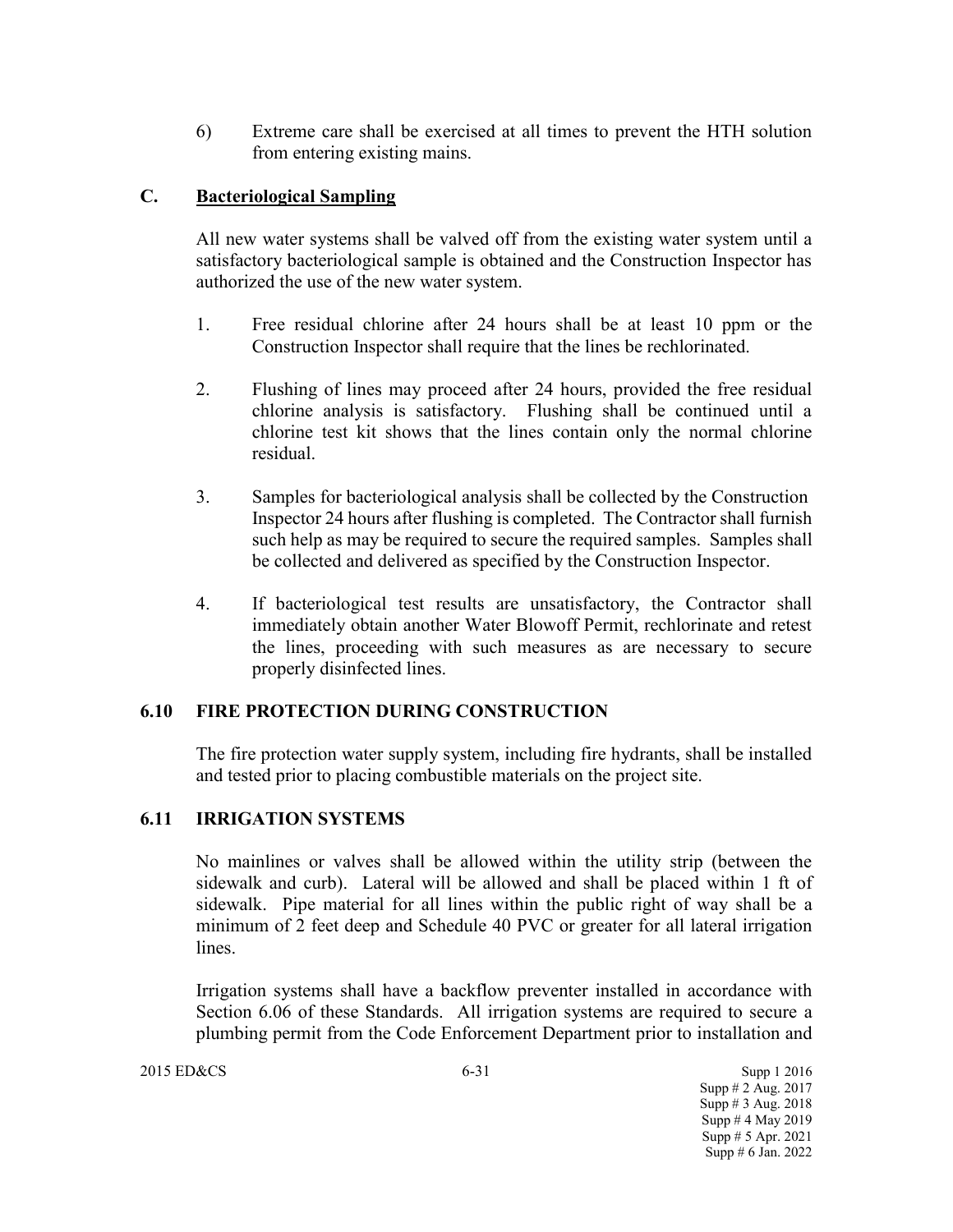6) Extreme care shall be exercised at all times to prevent the HTH solution from entering existing mains.

### C. Bacteriological Sampling

All new water systems shall be valved off from the existing water system until a satisfactory bacteriological sample is obtained and the Construction Inspector has authorized the use of the new water system.

1. Free residual chlorine after 24 hours shall be at least 10 ppm or the Construction Inspector shall require that the lines be rechlorinated.

2. Flushing of lines may proceed after 24 hours, provided the free residual chlorine analysis is satisfactory. Flushing shall be continued until a chlorine test kit shows that the lines contain only the normal chlorine residual.

3. Samples for bacteriological analysis shall be collected by the Construction Inspector 24 hours after flushing is completed. The Contractor shall furnish such help as may be required to secure the required samples. Samples shall be collected and delivered as specified by the Construction Inspector.

4. If bacteriological test results are unsatisfactory, the Contractor shall immediately obtain another Water Blowoff Permit, rechlorinate and retest the lines, proceeding with such measures as are necessary to secure properly disinfected lines.

## 6.10 FIRE PROTECTION DURING CONSTRUCTION

The fire protection water supply system, including fire hydrants, shall be installed and tested prior to placing combustible materials on the project site.

## 6.11 IRRIGATION SYSTEMS

No mainlines or valves shall be allowed within the utility strip (between the sidewalk and curb). Lateral will be allowed and shall be placed within 1 ft of sidewalk. Pipe material for all lines within the public right of way shall be a minimum of 2 feet deep and Schedule 40 PVC or greater for all lateral irrigation lines.

Irrigation systems shall have a backflow preventer installed in accordance with Section 6.06 of these Standards. All irrigation systems are required to secure a plumbing permit from the Code Enforcement Department prior to installation and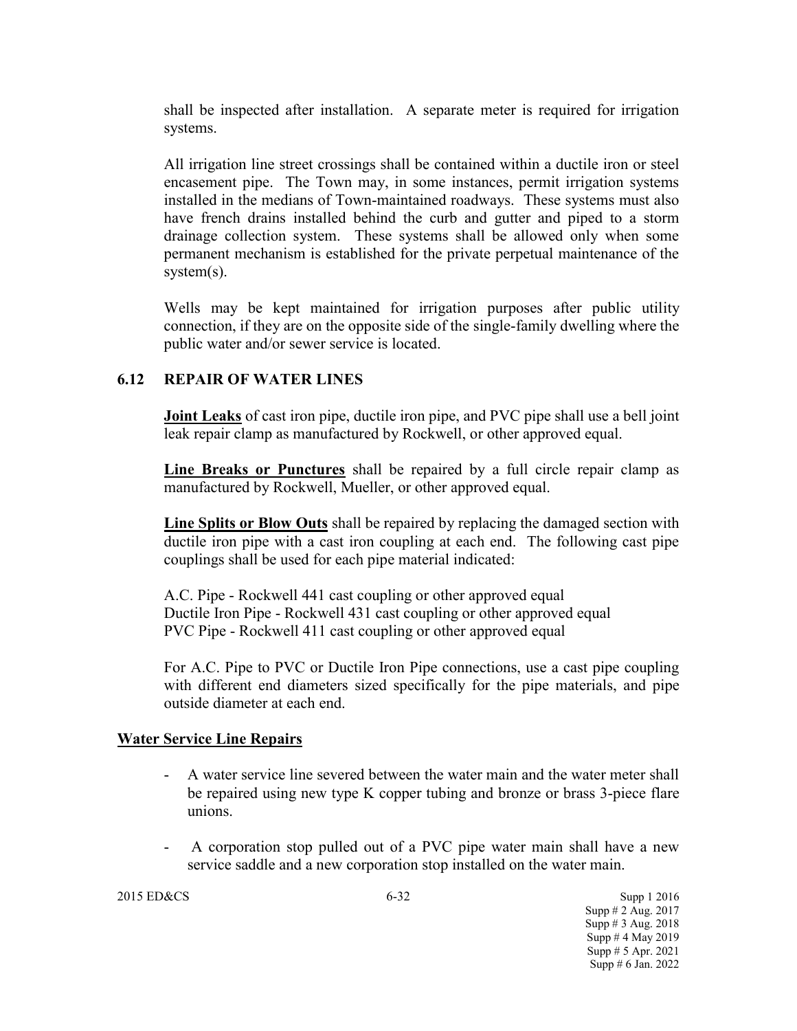shall be inspected after installation. A separate meter is required for irrigation systems.

All irrigation line street crossings shall be contained within a ductile iron or steel encasement pipe. The Town may, in some instances, permit irrigation systems installed in the medians of Town-maintained roadways. These systems must also have french drains installed behind the curb and gutter and piped to a storm drainage collection system. These systems shall be allowed only when some permanent mechanism is established for the private perpetual maintenance of the system(s).

Wells may be kept maintained for irrigation purposes after public utility connection, if they are on the opposite side of the single-family dwelling where the public water and/or sewer service is located.

## 6.12 REPAIR OF WATER LINES

**Joint Leaks** of cast iron pipe, ductile iron pipe, and PVC pipe shall use a bell joint leak repair clamp as manufactured by Rockwell, or other approved equal.

**Line Breaks or Punctures** shall be repaired by a full circle repair clamp as manufactured by Rockwell, Mueller, or other approved equal.

**Line Splits or Blow Outs** shall be repaired by replacing the damaged section with ductile iron pipe with a cast iron coupling at each end. The following cast pipe couplings shall be used for each pipe material indicated:

A.C. Pipe - Rockwell 441 cast coupling or other approved equal
Ductile Iron Pipe - Rockwell 431 cast coupling or other approved equal
PVC Pipe - Rockwell 411 cast coupling or other approved equal

For A.C. Pipe to PVC or Ductile Iron Pipe connections, use a cast pipe coupling with different end diameters sized specifically for the pipe materials, and pipe outside diameter at each end.

### Water Service Line Repairs

- A water service line severed between the water main and the water meter shall be repaired using new type K copper tubing and bronze or brass 3-piece flare unions.
- A corporation stop pulled out of a PVC pipe water main shall have a new service saddle and a new corporation stop installed on the water main.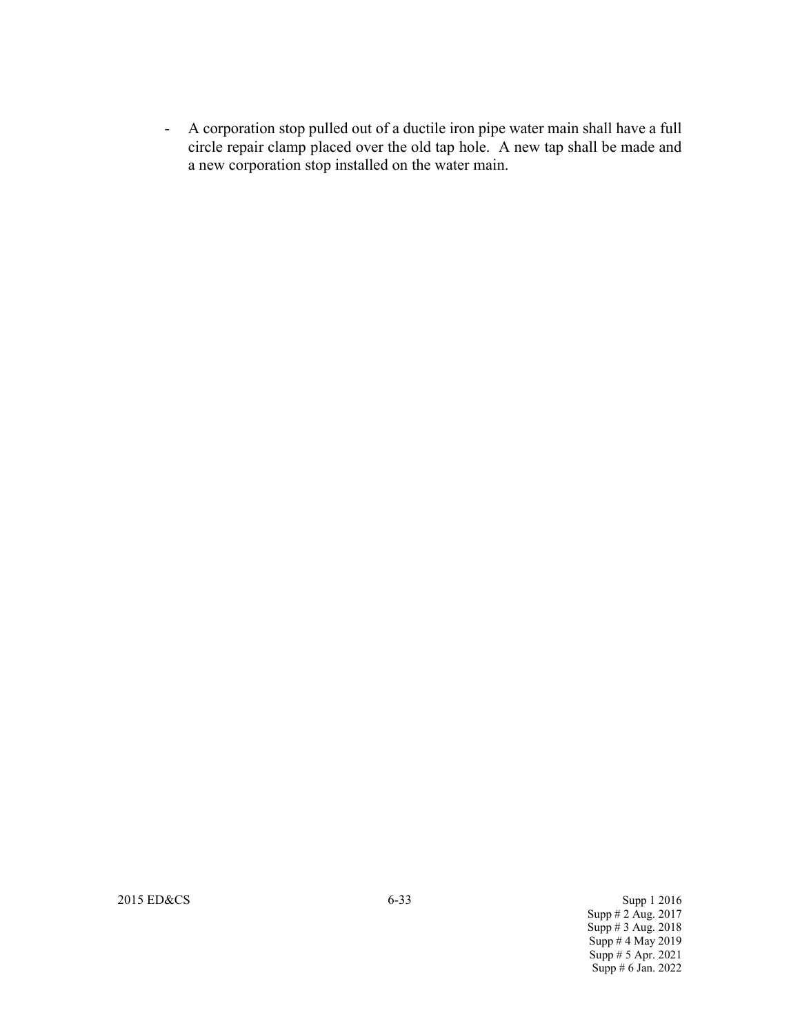- A corporation stop pulled out of a ductile iron pipe water main shall have a full circle repair clamp placed over the old tap hole. A new tap shall be made and a new corporation stop installed on the water main.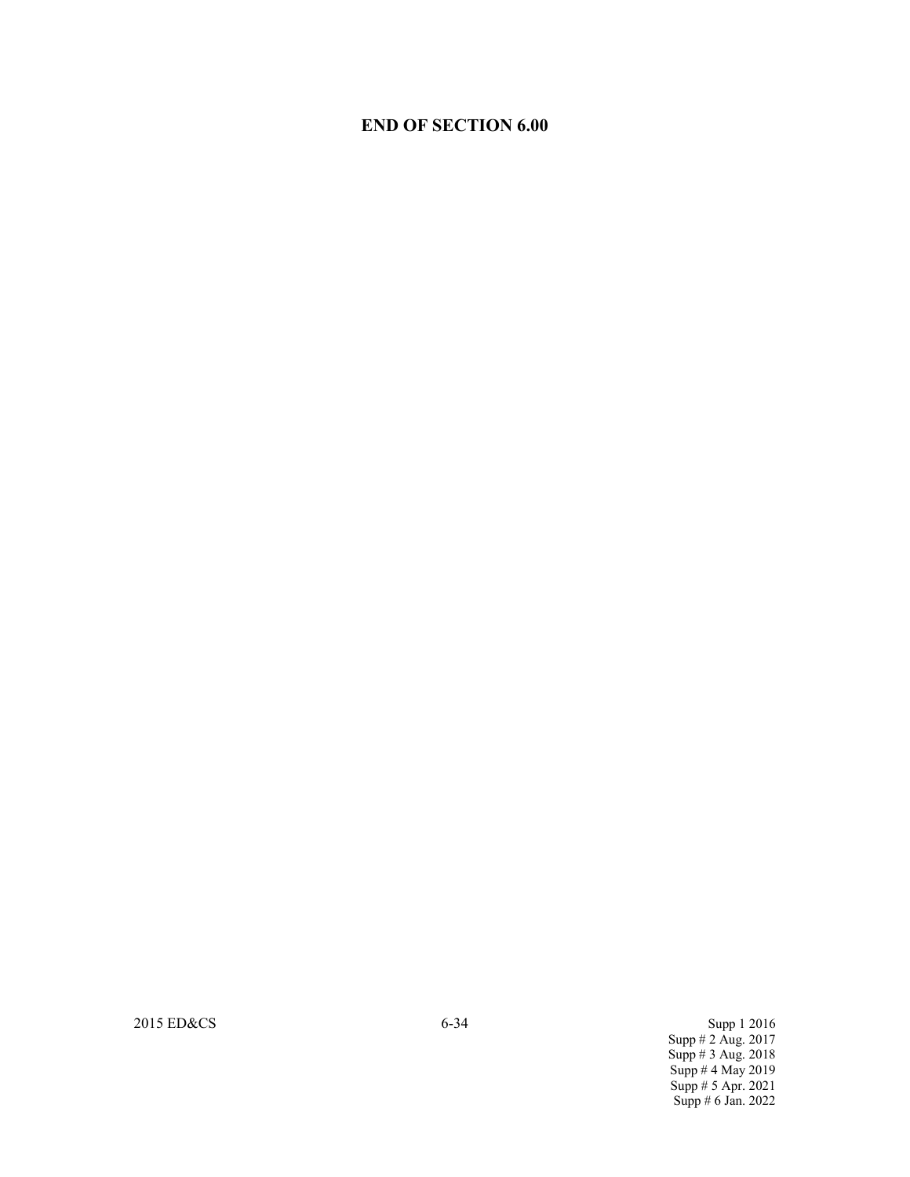**END OF SECTION 6.00**